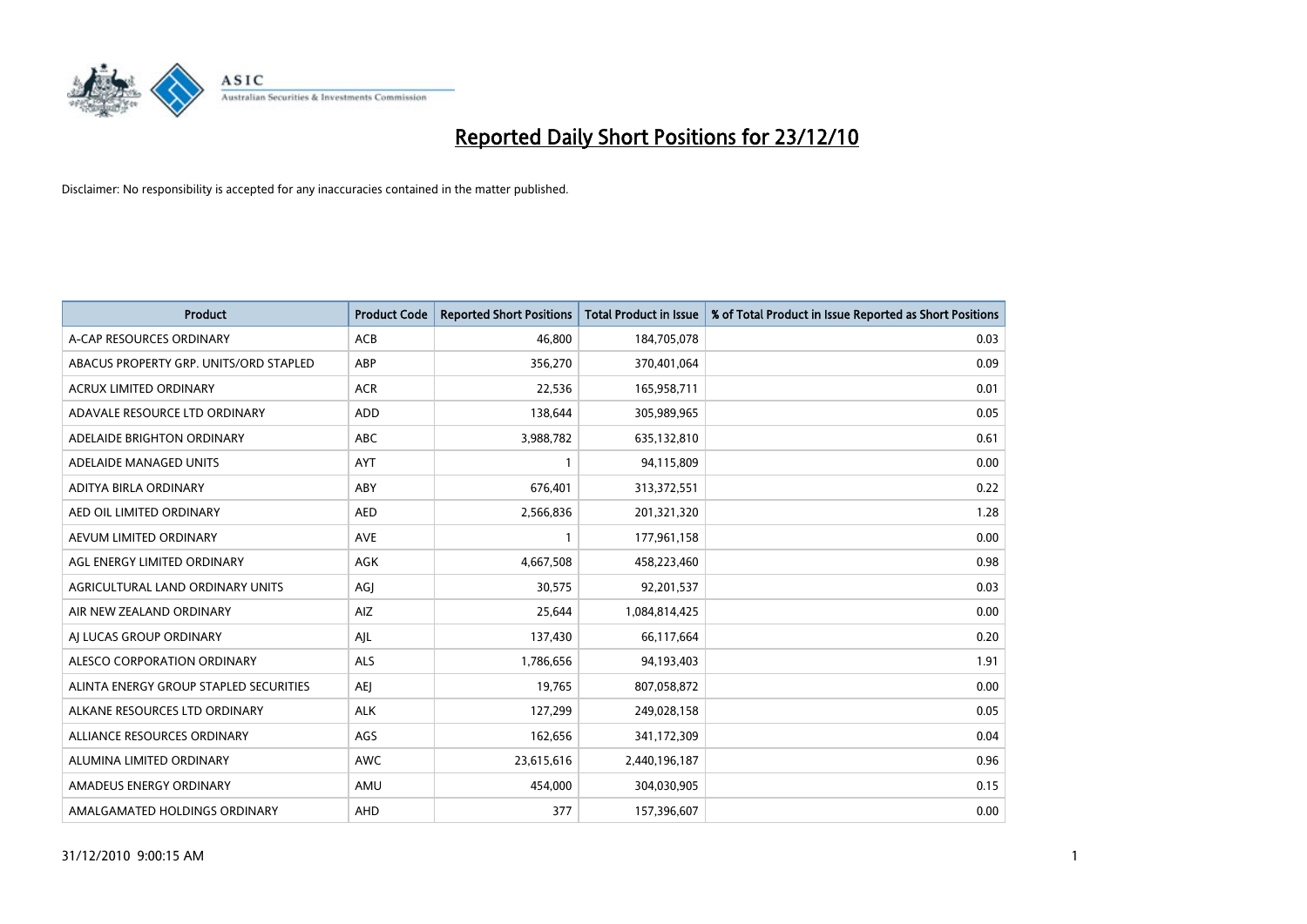# Reported Daily Short Positions for 23/12/10

Disclaimer: No responsibility is accepted for any inaccuracies contained in the matter published.

| Product | Product Code | Reported Short Positions | Total Product in Issue | % of Total Product in Issue Reported as Short Positions |
|---|---|---|---|---|
| A-CAP RESOURCES ORDINARY | ACB | 46,800 | 184,705,078 | 0.03 |
| ABACUS PROPERTY GRP. UNITS/ORD STAPLED | ABP | 356,270 | 370,401,064 | 0.09 |
| ACRUX LIMITED ORDINARY | ACR | 22,536 | 165,958,711 | 0.01 |
| ADAVALE RESOURCE LTD ORDINARY | ADD | 138,644 | 305,989,965 | 0.05 |
| ADELAIDE BRIGHTON ORDINARY | ABC | 3,988,782 | 635,132,810 | 0.61 |
| ADELAIDE MANAGED UNITS | AYT | 1 | 94,115,809 | 0.00 |
| ADITYA BIRLA ORDINARY | ABY | 676,401 | 313,372,551 | 0.22 |
| AED OIL LIMITED ORDINARY | AED | 2,566,836 | 201,321,320 | 1.28 |
| AEVUM LIMITED ORDINARY | AVE | 1 | 177,961,158 | 0.00 |
| AGL ENERGY LIMITED ORDINARY | AGK | 4,667,508 | 458,223,460 | 0.98 |
| AGRICULTURAL LAND ORDINARY UNITS | AGJ | 30,575 | 92,201,537 | 0.03 |
| AIR NEW ZEALAND ORDINARY | AIZ | 25,644 | 1,084,814,425 | 0.00 |
| AJ LUCAS GROUP ORDINARY | AJL | 137,430 | 66,117,664 | 0.20 |
| ALESCO CORPORATION ORDINARY | ALS | 1,786,656 | 94,193,403 | 1.91 |
| ALINTA ENERGY GROUP STAPLED SECURITIES | AEJ | 19,765 | 807,058,872 | 0.00 |
| ALKANE RESOURCES LTD ORDINARY | ALK | 127,299 | 249,028,158 | 0.05 |
| ALLIANCE RESOURCES ORDINARY | AGS | 162,656 | 341,172,309 | 0.04 |
| ALUMINA LIMITED ORDINARY | AWC | 23,615,616 | 2,440,196,187 | 0.96 |
| AMADEUS ENERGY ORDINARY | AMU | 454,000 | 304,030,905 | 0.15 |
| AMALGAMATED HOLDINGS ORDINARY | AHD | 377 | 157,396,607 | 0.00 |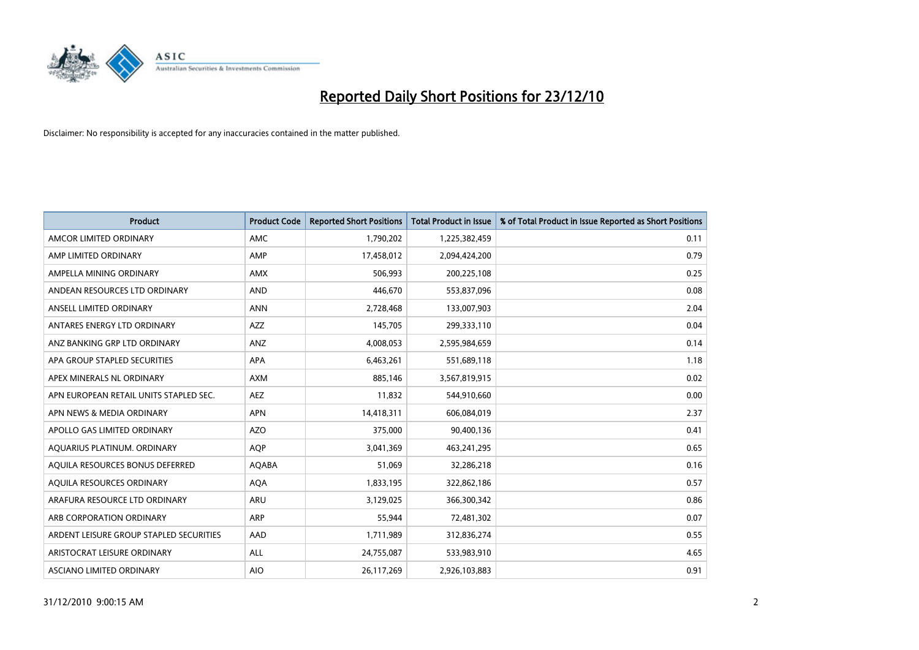# Reported Daily Short Positions for 23/12/10

Disclaimer: No responsibility is accepted for any inaccuracies contained in the matter published.

| Product | Product Code | Reported Short Positions | Total Product in Issue | % of Total Product in Issue Reported as Short Positions |
|---|---|---|---|---|
| AMCOR LIMITED ORDINARY | AMC | 1,790,202 | 1,225,382,459 | 0.11 |
| AMP LIMITED ORDINARY | AMP | 17,458,012 | 2,094,424,200 | 0.79 |
| AMPELLA MINING ORDINARY | AMX | 506,993 | 200,225,108 | 0.25 |
| ANDEAN RESOURCES LTD ORDINARY | AND | 446,670 | 553,837,096 | 0.08 |
| ANSELL LIMITED ORDINARY | ANN | 2,728,468 | 133,007,903 | 2.04 |
| ANTARES ENERGY LTD ORDINARY | AZZ | 145,705 | 299,333,110 | 0.04 |
| ANZ BANKING GRP LTD ORDINARY | ANZ | 4,008,053 | 2,595,984,659 | 0.14 |
| APA GROUP STAPLED SECURITIES | APA | 6,463,261 | 551,689,118 | 1.18 |
| APEX MINERALS NL ORDINARY | AXM | 885,146 | 3,567,819,915 | 0.02 |
| APN EUROPEAN RETAIL UNITS STAPLED SEC. | AEZ | 11,832 | 544,910,660 | 0.00 |
| APN NEWS & MEDIA ORDINARY | APN | 14,418,311 | 606,084,019 | 2.37 |
| APOLLO GAS LIMITED ORDINARY | AZO | 375,000 | 90,400,136 | 0.41 |
| AQUARIUS PLATINUM. ORDINARY | AQP | 3,041,369 | 463,241,295 | 0.65 |
| AQUILA RESOURCES BONUS DEFERRED | AQABA | 51,069 | 32,286,218 | 0.16 |
| AQUILA RESOURCES ORDINARY | AQA | 1,833,195 | 322,862,186 | 0.57 |
| ARAFURA RESOURCE LTD ORDINARY | ARU | 3,129,025 | 366,300,342 | 0.86 |
| ARB CORPORATION ORDINARY | ARP | 55,944 | 72,481,302 | 0.07 |
| ARDENT LEISURE GROUP STAPLED SECURITIES | AAD | 1,711,989 | 312,836,274 | 0.55 |
| ARISTOCRAT LEISURE ORDINARY | ALL | 24,755,087 | 533,983,910 | 4.65 |
| ASCIANO LIMITED ORDINARY | AIO | 26,117,269 | 2,926,103,883 | 0.91 |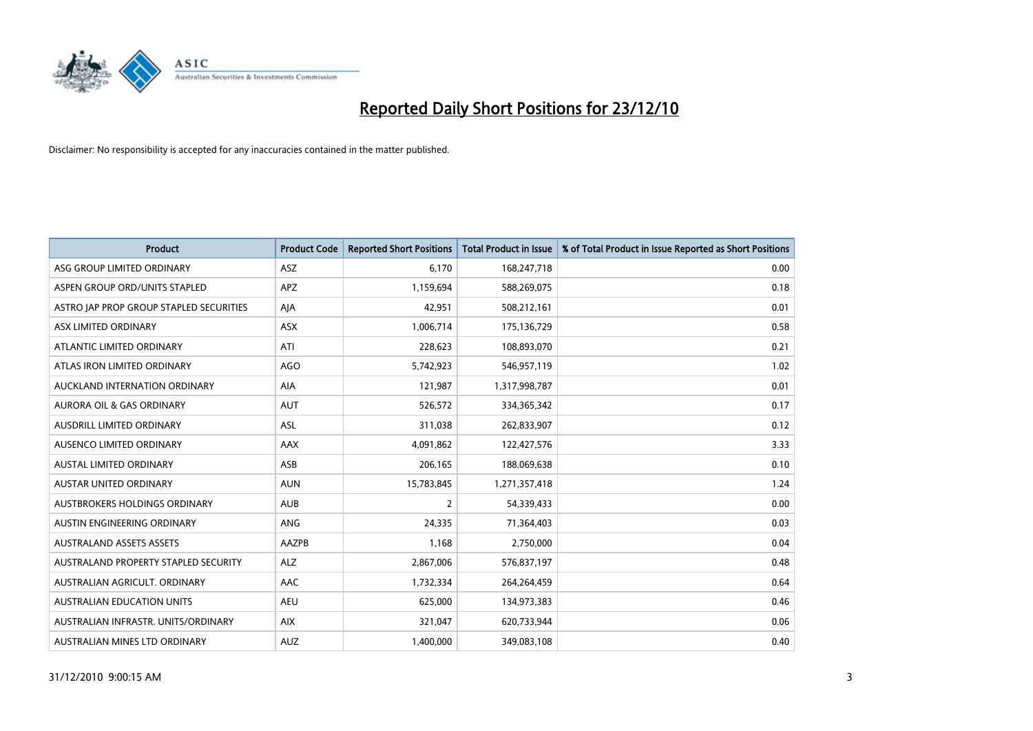# Reported Daily Short Positions for 23/12/10

Disclaimer: No responsibility is accepted for any inaccuracies contained in the matter published.

| Product | Product Code | Reported Short Positions | Total Product in Issue | % of Total Product in Issue Reported as Short Positions |
|---|---|---|---|---|
| ASG GROUP LIMITED ORDINARY | ASZ | 6,170 | 168,247,718 | 0.00 |
| ASPEN GROUP ORD/UNITS STAPLED | APZ | 1,159,694 | 588,269,075 | 0.18 |
| ASTRO JAP PROP GROUP STAPLED SECURITIES | AJA | 42,951 | 508,212,161 | 0.01 |
| ASX LIMITED ORDINARY | ASX | 1,006,714 | 175,136,729 | 0.58 |
| ATLANTIC LIMITED ORDINARY | ATI | 228,623 | 108,893,070 | 0.21 |
| ATLAS IRON LIMITED ORDINARY | AGO | 5,742,923 | 546,957,119 | 1.02 |
| AUCKLAND INTERNATION ORDINARY | AIA | 121,987 | 1,317,998,787 | 0.01 |
| AURORA OIL & GAS ORDINARY | AUT | 526,572 | 334,365,342 | 0.17 |
| AUSDRILL LIMITED ORDINARY | ASL | 311,038 | 262,833,907 | 0.12 |
| AUSENCO LIMITED ORDINARY | AAX | 4,091,862 | 122,427,576 | 3.33 |
| AUSTAL LIMITED ORDINARY | ASB | 206,165 | 188,069,638 | 0.10 |
| AUSTAR UNITED ORDINARY | AUN | 15,783,845 | 1,271,357,418 | 1.24 |
| AUSTBROKERS HOLDINGS ORDINARY | AUB | 2 | 54,339,433 | 0.00 |
| AUSTIN ENGINEERING ORDINARY | ANG | 24,335 | 71,364,403 | 0.03 |
| AUSTRALAND ASSETS ASSETS | AAZPB | 1,168 | 2,750,000 | 0.04 |
| AUSTRALAND PROPERTY STAPLED SECURITY | ALZ | 2,867,006 | 576,837,197 | 0.48 |
| AUSTRALIAN AGRICULT. ORDINARY | AAC | 1,732,334 | 264,264,459 | 0.64 |
| AUSTRALIAN EDUCATION UNITS | AEU | 625,000 | 134,973,383 | 0.46 |
| AUSTRALIAN INFRASTR. UNITS/ORDINARY | AIX | 321,047 | 620,733,944 | 0.06 |
| AUSTRALIAN MINES LTD ORDINARY | AUZ | 1,400,000 | 349,083,108 | 0.40 |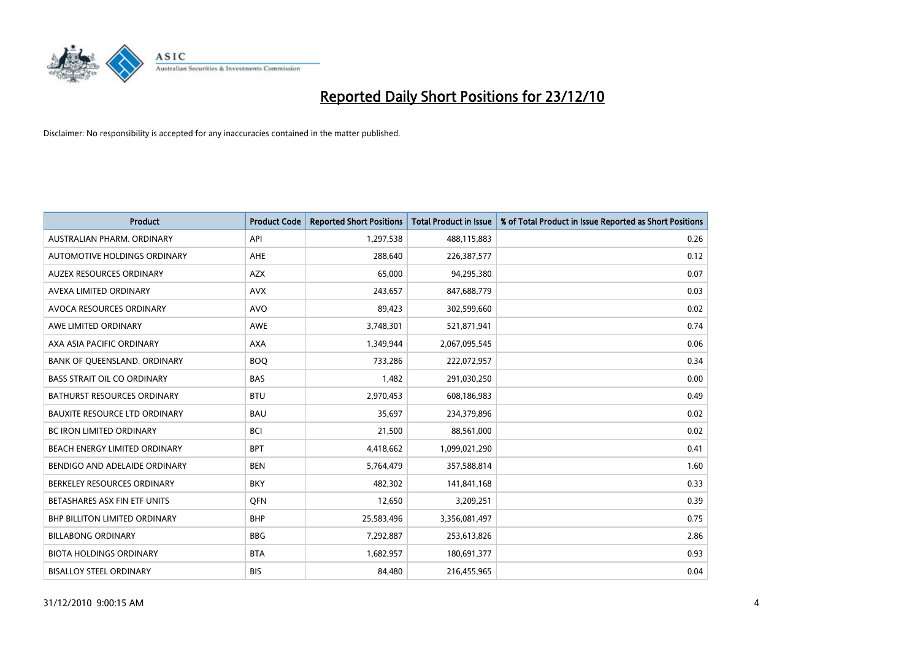# Reported Daily Short Positions for 23/12/10

Disclaimer: No responsibility is accepted for any inaccuracies contained in the matter published.

| Product | Product Code | Reported Short Positions | Total Product in Issue | % of Total Product in Issue Reported as Short Positions |
|---|---|---|---|---|
| AUSTRALIAN PHARM. ORDINARY | API | 1,297,538 | 488,115,883 | 0.26 |
| AUTOMOTIVE HOLDINGS ORDINARY | AHE | 288,640 | 226,387,577 | 0.12 |
| AUZEX RESOURCES ORDINARY | AZX | 65,000 | 94,295,380 | 0.07 |
| AVEXA LIMITED ORDINARY | AVX | 243,657 | 847,688,779 | 0.03 |
| AVOCA RESOURCES ORDINARY | AVO | 89,423 | 302,599,660 | 0.02 |
| AWE LIMITED ORDINARY | AWE | 3,748,301 | 521,871,941 | 0.74 |
| AXA ASIA PACIFIC ORDINARY | AXA | 1,349,944 | 2,067,095,545 | 0.06 |
| BANK OF QUEENSLAND. ORDINARY | BOQ | 733,286 | 222,072,957 | 0.34 |
| BASS STRAIT OIL CO ORDINARY | BAS | 1,482 | 291,030,250 | 0.00 |
| BATHURST RESOURCES ORDINARY | BTU | 2,970,453 | 608,186,983 | 0.49 |
| BAUXITE RESOURCE LTD ORDINARY | BAU | 35,697 | 234,379,896 | 0.02 |
| BC IRON LIMITED ORDINARY | BCI | 21,500 | 88,561,000 | 0.02 |
| BEACH ENERGY LIMITED ORDINARY | BPT | 4,418,662 | 1,099,021,290 | 0.41 |
| BENDIGO AND ADELAIDE ORDINARY | BEN | 5,764,479 | 357,588,814 | 1.60 |
| BERKELEY RESOURCES ORDINARY | BKY | 482,302 | 141,841,168 | 0.33 |
| BETASHARES ASX FIN ETF UNITS | QFN | 12,650 | 3,209,251 | 0.39 |
| BHP BILLITON LIMITED ORDINARY | BHP | 25,583,496 | 3,356,081,497 | 0.75 |
| BILLABONG ORDINARY | BBG | 7,292,887 | 253,613,826 | 2.86 |
| BIOTA HOLDINGS ORDINARY | BTA | 1,682,957 | 180,691,377 | 0.93 |
| BISALLOY STEEL ORDINARY | BIS | 84,480 | 216,455,965 | 0.04 |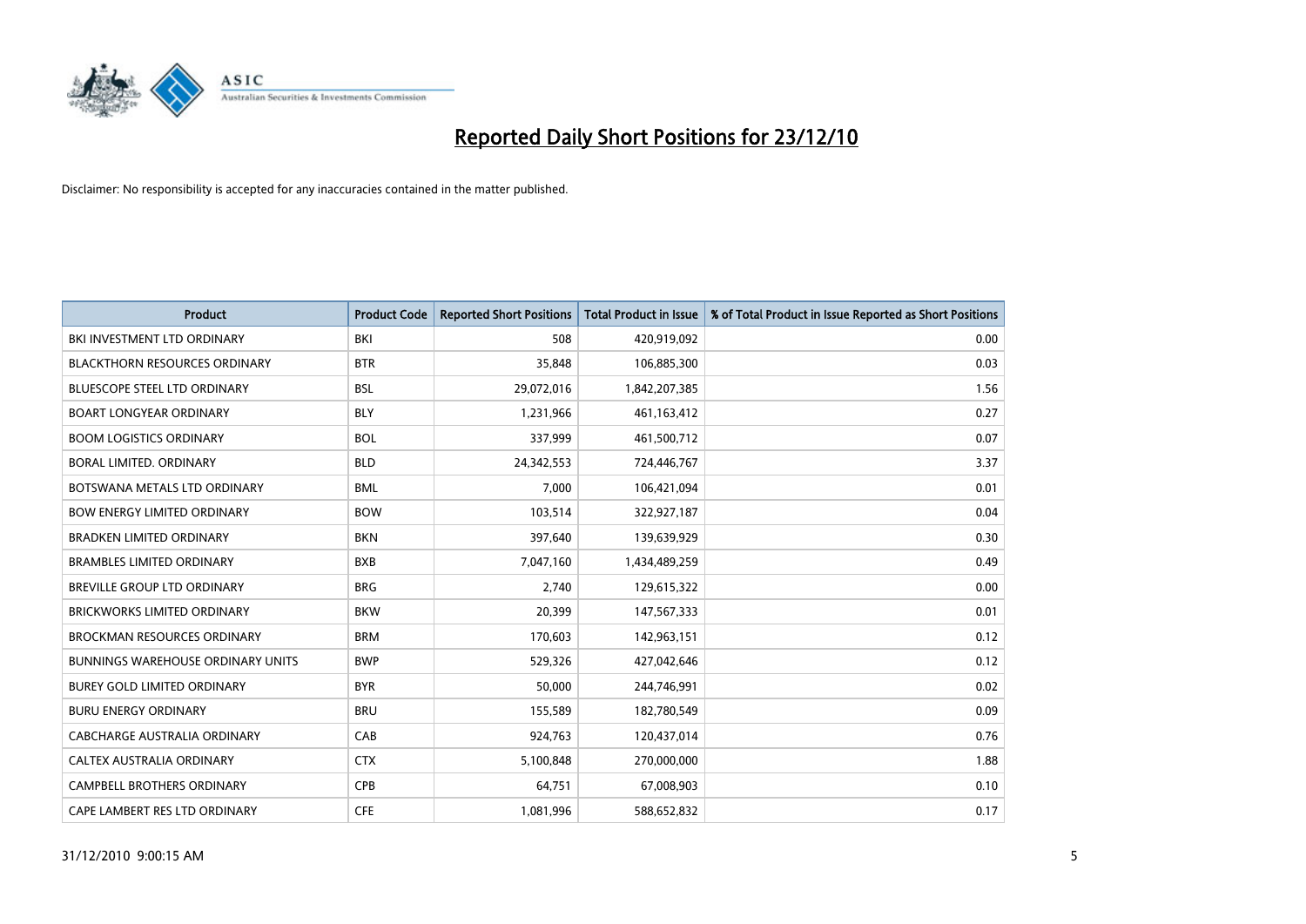# Reported Daily Short Positions for 23/12/10

Disclaimer: No responsibility is accepted for any inaccuracies contained in the matter published.

| Product | Product Code | Reported Short Positions | Total Product in Issue | % of Total Product in Issue Reported as Short Positions |
|---|---|---|---|---|
| BKI INVESTMENT LTD ORDINARY | BKI | 508 | 420,919,092 | 0.00 |
| BLACKTHORN RESOURCES ORDINARY | BTR | 35,848 | 106,885,300 | 0.03 |
| BLUESCOPE STEEL LTD ORDINARY | BSL | 29,072,016 | 1,842,207,385 | 1.56 |
| BOART LONGYEAR ORDINARY | BLY | 1,231,966 | 461,163,412 | 0.27 |
| BOOM LOGISTICS ORDINARY | BOL | 337,999 | 461,500,712 | 0.07 |
| BORAL LIMITED. ORDINARY | BLD | 24,342,553 | 724,446,767 | 3.37 |
| BOTSWANA METALS LTD ORDINARY | BML | 7,000 | 106,421,094 | 0.01 |
| BOW ENERGY LIMITED ORDINARY | BOW | 103,514 | 322,927,187 | 0.04 |
| BRADKEN LIMITED ORDINARY | BKN | 397,640 | 139,639,929 | 0.30 |
| BRAMBLES LIMITED ORDINARY | BXB | 7,047,160 | 1,434,489,259 | 0.49 |
| BREVILLE GROUP LTD ORDINARY | BRG | 2,740 | 129,615,322 | 0.00 |
| BRICKWORKS LIMITED ORDINARY | BKW | 20,399 | 147,567,333 | 0.01 |
| BROCKMAN RESOURCES ORDINARY | BRM | 170,603 | 142,963,151 | 0.12 |
| BUNNINGS WAREHOUSE ORDINARY UNITS | BWP | 529,326 | 427,042,646 | 0.12 |
| BUREY GOLD LIMITED ORDINARY | BYR | 50,000 | 244,746,991 | 0.02 |
| BURU ENERGY ORDINARY | BRU | 155,589 | 182,780,549 | 0.09 |
| CABCHARGE AUSTRALIA ORDINARY | CAB | 924,763 | 120,437,014 | 0.76 |
| CALTEX AUSTRALIA ORDINARY | CTX | 5,100,848 | 270,000,000 | 1.88 |
| CAMPBELL BROTHERS ORDINARY | CPB | 64,751 | 67,008,903 | 0.10 |
| CAPE LAMBERT RES LTD ORDINARY | CFE | 1,081,996 | 588,652,832 | 0.17 |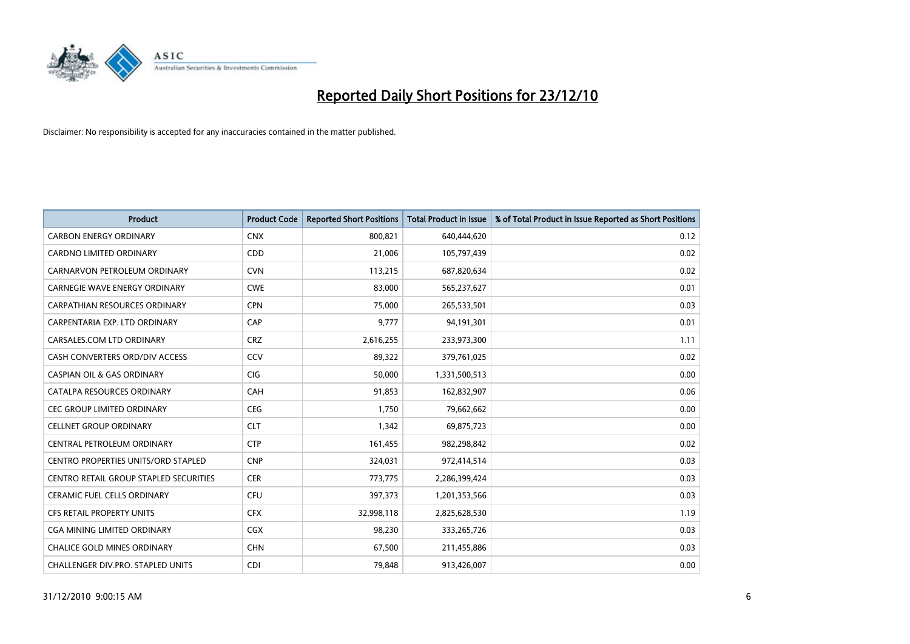# Reported Daily Short Positions for 23/12/10

Disclaimer: No responsibility is accepted for any inaccuracies contained in the matter published.

| Product | Product Code | Reported Short Positions | Total Product in Issue | % of Total Product in Issue Reported as Short Positions |
| --- | --- | --- | --- | --- |
| CARBON ENERGY ORDINARY | CNX | 800,821 | 640,444,620 | 0.12 |
| CARDNO LIMITED ORDINARY | CDD | 21,006 | 105,797,439 | 0.02 |
| CARNARVON PETROLEUM ORDINARY | CVN | 113,215 | 687,820,634 | 0.02 |
| CARNEGIE WAVE ENERGY ORDINARY | CWE | 83,000 | 565,237,627 | 0.01 |
| CARPATHIAN RESOURCES ORDINARY | CPN | 75,000 | 265,533,501 | 0.03 |
| CARPENTARIA EXP. LTD ORDINARY | CAP | 9,777 | 94,191,301 | 0.01 |
| CARSALES.COM LTD ORDINARY | CRZ | 2,616,255 | 233,973,300 | 1.11 |
| CASH CONVERTERS ORD/DIV ACCESS | CCV | 89,322 | 379,761,025 | 0.02 |
| CASPIAN OIL & GAS ORDINARY | CIG | 50,000 | 1,331,500,513 | 0.00 |
| CATALPA RESOURCES ORDINARY | CAH | 91,853 | 162,832,907 | 0.06 |
| CEC GROUP LIMITED ORDINARY | CEG | 1,750 | 79,662,662 | 0.00 |
| CELLNET GROUP ORDINARY | CLT | 1,342 | 69,875,723 | 0.00 |
| CENTRAL PETROLEUM ORDINARY | CTP | 161,455 | 982,298,842 | 0.02 |
| CENTRO PROPERTIES UNITS/ORD STAPLED | CNP | 324,031 | 972,414,514 | 0.03 |
| CENTRO RETAIL GROUP STAPLED SECURITIES | CER | 773,775 | 2,286,399,424 | 0.03 |
| CERAMIC FUEL CELLS ORDINARY | CFU | 397,373 | 1,201,353,566 | 0.03 |
| CFS RETAIL PROPERTY UNITS | CFX | 32,998,118 | 2,825,628,530 | 1.19 |
| CGA MINING LIMITED ORDINARY | CGX | 98,230 | 333,265,726 | 0.03 |
| CHALICE GOLD MINES ORDINARY | CHN | 67,500 | 211,455,886 | 0.03 |
| CHALLENGER DIV.PRO. STAPLED UNITS | CDI | 79,848 | 913,426,007 | 0.00 |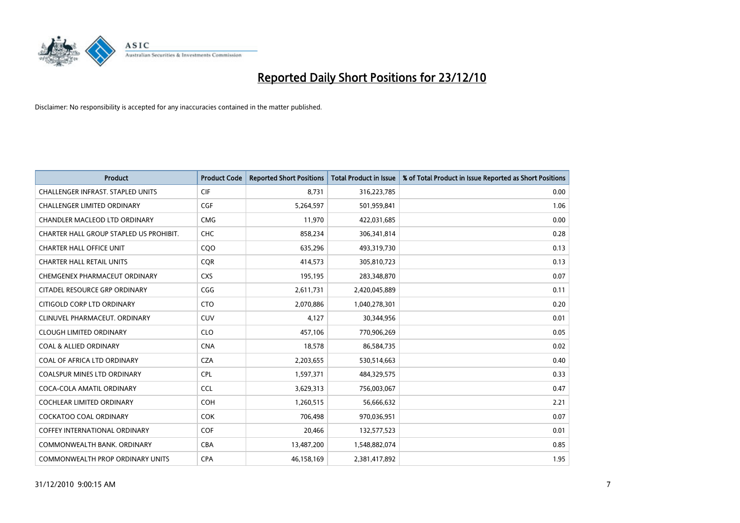# Reported Daily Short Positions for 23/12/10

Disclaimer: No responsibility is accepted for any inaccuracies contained in the matter published.

| Product | Product Code | Reported Short Positions | Total Product in Issue | % of Total Product in Issue Reported as Short Positions |
|---|---|---|---|---|
| CHALLENGER INFRAST. STAPLED UNITS | CIF | 8,731 | 316,223,785 | 0.00 |
| CHALLENGER LIMITED ORDINARY | CGF | 5,264,597 | 501,959,841 | 1.06 |
| CHANDLER MACLEOD LTD ORDINARY | CMG | 11,970 | 422,031,685 | 0.00 |
| CHARTER HALL GROUP STAPLED US PROHIBIT. | CHC | 858,234 | 306,341,814 | 0.28 |
| CHARTER HALL OFFICE UNIT | CQO | 635,296 | 493,319,730 | 0.13 |
| CHARTER HALL RETAIL UNITS | CQR | 414,573 | 305,810,723 | 0.13 |
| CHEMGENEX PHARMACEUT ORDINARY | CXS | 195,195 | 283,348,870 | 0.07 |
| CITADEL RESOURCE GRP ORDINARY | CGG | 2,611,731 | 2,420,045,889 | 0.11 |
| CITIGOLD CORP LTD ORDINARY | CTO | 2,070,886 | 1,040,278,301 | 0.20 |
| CLINUVEL PHARMACEUT. ORDINARY | CUV | 4,127 | 30,344,956 | 0.01 |
| CLOUGH LIMITED ORDINARY | CLO | 457,106 | 770,906,269 | 0.05 |
| COAL & ALLIED ORDINARY | CNA | 18,578 | 86,584,735 | 0.02 |
| COAL OF AFRICA LTD ORDINARY | CZA | 2,203,655 | 530,514,663 | 0.40 |
| COALSPUR MINES LTD ORDINARY | CPL | 1,597,371 | 484,329,575 | 0.33 |
| COCA-COLA AMATIL ORDINARY | CCL | 3,629,313 | 756,003,067 | 0.47 |
| COCHLEAR LIMITED ORDINARY | COH | 1,260,515 | 56,666,632 | 2.21 |
| COCKATOO COAL ORDINARY | COK | 706,498 | 970,036,951 | 0.07 |
| COFFEY INTERNATIONAL ORDINARY | COF | 20,466 | 132,577,523 | 0.01 |
| COMMONWEALTH BANK. ORDINARY | CBA | 13,487,200 | 1,548,882,074 | 0.85 |
| COMMONWEALTH PROP ORDINARY UNITS | CPA | 46,158,169 | 2,381,417,892 | 1.95 |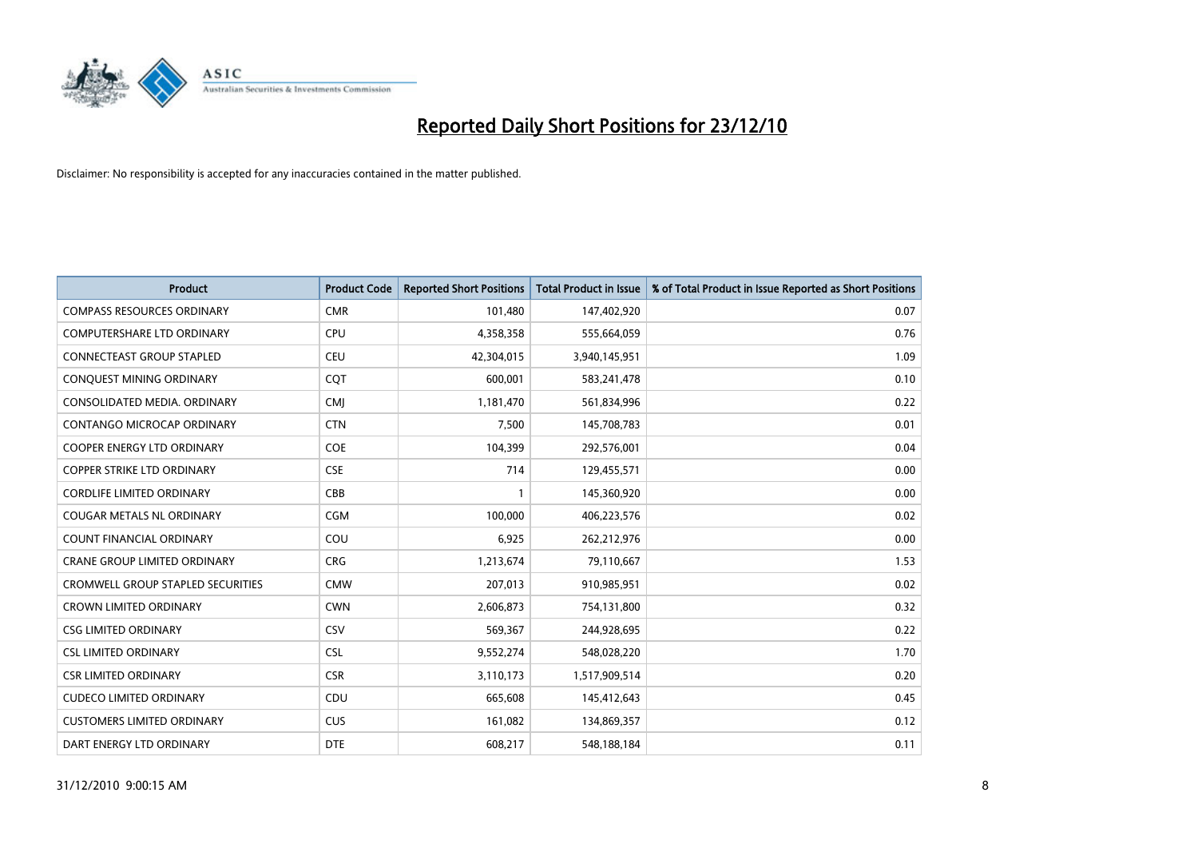# Reported Daily Short Positions for 23/12/10

Disclaimer: No responsibility is accepted for any inaccuracies contained in the matter published.

| Product | Product Code | Reported Short Positions | Total Product in Issue | % of Total Product in Issue Reported as Short Positions |
|---|---|---|---|---|
| COMPASS RESOURCES ORDINARY | CMR | 101,480 | 147,402,920 | 0.07 |
| COMPUTERSHARE LTD ORDINARY | CPU | 4,358,358 | 555,664,059 | 0.76 |
| CONNECTEAST GROUP STAPLED | CEU | 42,304,015 | 3,940,145,951 | 1.09 |
| CONQUEST MINING ORDINARY | CQT | 600,001 | 583,241,478 | 0.10 |
| CONSOLIDATED MEDIA. ORDINARY | CMJ | 1,181,470 | 561,834,996 | 0.22 |
| CONTANGO MICROCAP ORDINARY | CTN | 7,500 | 145,708,783 | 0.01 |
| COOPER ENERGY LTD ORDINARY | COE | 104,399 | 292,576,001 | 0.04 |
| COPPER STRIKE LTD ORDINARY | CSE | 714 | 129,455,571 | 0.00 |
| CORDLIFE LIMITED ORDINARY | CBB | 1 | 145,360,920 | 0.00 |
| COUGAR METALS NL ORDINARY | CGM | 100,000 | 406,223,576 | 0.02 |
| COUNT FINANCIAL ORDINARY | COU | 6,925 | 262,212,976 | 0.00 |
| CRANE GROUP LIMITED ORDINARY | CRG | 1,213,674 | 79,110,667 | 1.53 |
| CROMWELL GROUP STAPLED SECURITIES | CMW | 207,013 | 910,985,951 | 0.02 |
| CROWN LIMITED ORDINARY | CWN | 2,606,873 | 754,131,800 | 0.32 |
| CSG LIMITED ORDINARY | CSV | 569,367 | 244,928,695 | 0.22 |
| CSL LIMITED ORDINARY | CSL | 9,552,274 | 548,028,220 | 1.70 |
| CSR LIMITED ORDINARY | CSR | 3,110,173 | 1,517,909,514 | 0.20 |
| CUDECO LIMITED ORDINARY | CDU | 665,608 | 145,412,643 | 0.45 |
| CUSTOMERS LIMITED ORDINARY | CUS | 161,082 | 134,869,357 | 0.12 |
| DART ENERGY LTD ORDINARY | DTE | 608,217 | 548,188,184 | 0.11 |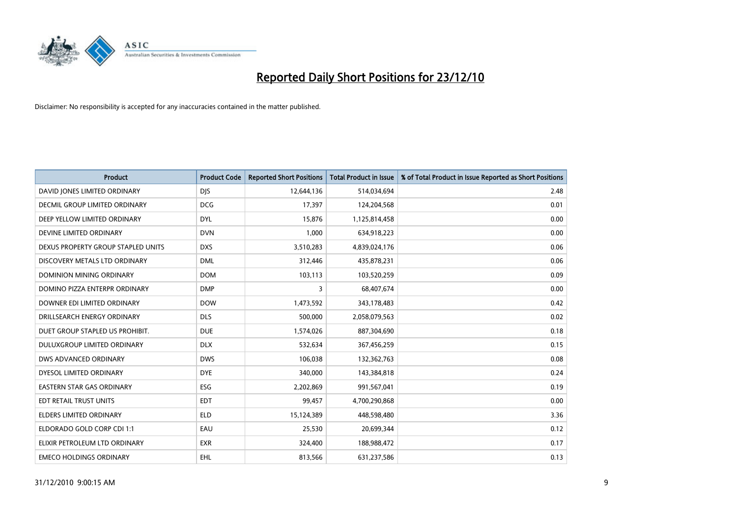# Reported Daily Short Positions for 23/12/10

Disclaimer: No responsibility is accepted for any inaccuracies contained in the matter published.

| Product | Product Code | Reported Short Positions | Total Product in Issue | % of Total Product in Issue Reported as Short Positions |
|---|---|---|---|---|
| DAVID JONES LIMITED ORDINARY | DJS | 12,644,136 | 514,034,694 | 2.48 |
| DECMIL GROUP LIMITED ORDINARY | DCG | 17,397 | 124,204,568 | 0.01 |
| DEEP YELLOW LIMITED ORDINARY | DYL | 15,876 | 1,125,814,458 | 0.00 |
| DEVINE LIMITED ORDINARY | DVN | 1,000 | 634,918,223 | 0.00 |
| DEXUS PROPERTY GROUP STAPLED UNITS | DXS | 3,510,283 | 4,839,024,176 | 0.06 |
| DISCOVERY METALS LTD ORDINARY | DML | 312,446 | 435,878,231 | 0.06 |
| DOMINION MINING ORDINARY | DOM | 103,113 | 103,520,259 | 0.09 |
| DOMINO PIZZA ENTERPR ORDINARY | DMP | 3 | 68,407,674 | 0.00 |
| DOWNER EDI LIMITED ORDINARY | DOW | 1,473,592 | 343,178,483 | 0.42 |
| DRILLSEARCH ENERGY ORDINARY | DLS | 500,000 | 2,058,079,563 | 0.02 |
| DUET GROUP STAPLED US PROHIBIT. | DUE | 1,574,026 | 887,304,690 | 0.18 |
| DULUXGROUP LIMITED ORDINARY | DLX | 532,634 | 367,456,259 | 0.15 |
| DWS ADVANCED ORDINARY | DWS | 106,038 | 132,362,763 | 0.08 |
| DYESOL LIMITED ORDINARY | DYE | 340,000 | 143,384,818 | 0.24 |
| EASTERN STAR GAS ORDINARY | ESG | 2,202,869 | 991,567,041 | 0.19 |
| EDT RETAIL TRUST UNITS | EDT | 99,457 | 4,700,290,868 | 0.00 |
| ELDERS LIMITED ORDINARY | ELD | 15,124,389 | 448,598,480 | 3.36 |
| ELDORADO GOLD CORP CDI 1:1 | EAU | 25,530 | 20,699,344 | 0.12 |
| ELIXIR PETROLEUM LTD ORDINARY | EXR | 324,400 | 188,988,472 | 0.17 |
| EMECO HOLDINGS ORDINARY | EHL | 813,566 | 631,237,586 | 0.13 |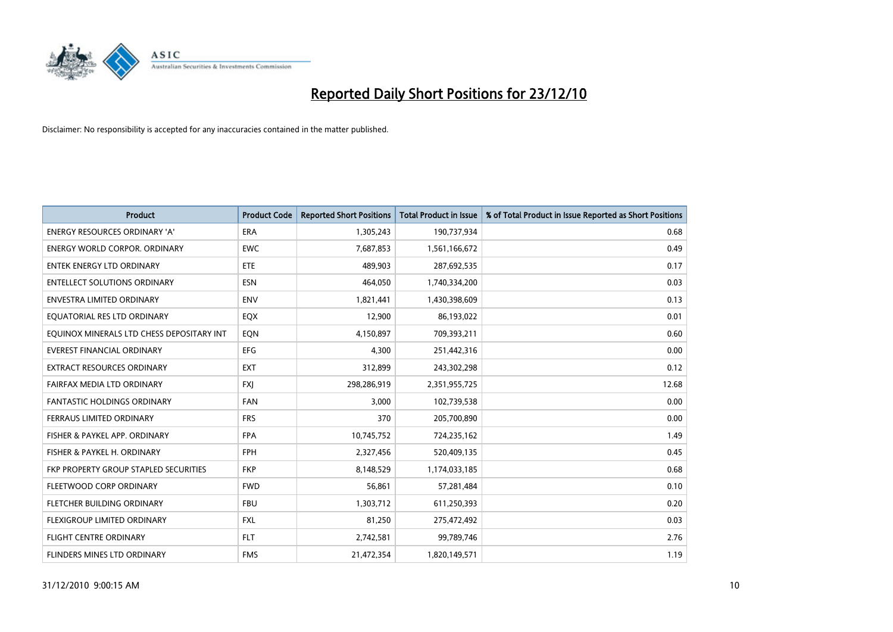# Reported Daily Short Positions for 23/12/10

Disclaimer: No responsibility is accepted for any inaccuracies contained in the matter published.

| Product | Product Code | Reported Short Positions | Total Product in Issue | % of Total Product in Issue Reported as Short Positions |
|---|---|---|---|---|
| ENERGY RESOURCES ORDINARY 'A' | ERA | 1,305,243 | 190,737,934 | 0.68 |
| ENERGY WORLD CORPOR. ORDINARY | EWC | 7,687,853 | 1,561,166,672 | 0.49 |
| ENTEK ENERGY LTD ORDINARY | ETE | 489,903 | 287,692,535 | 0.17 |
| ENTELLECT SOLUTIONS ORDINARY | ESN | 464,050 | 1,740,334,200 | 0.03 |
| ENVESTRA LIMITED ORDINARY | ENV | 1,821,441 | 1,430,398,609 | 0.13 |
| EQUATORIAL RES LTD ORDINARY | EQX | 12,900 | 86,193,022 | 0.01 |
| EQUINOX MINERALS LTD CHESS DEPOSITARY INT | EQN | 4,150,897 | 709,393,211 | 0.60 |
| EVEREST FINANCIAL ORDINARY | EFG | 4,300 | 251,442,316 | 0.00 |
| EXTRACT RESOURCES ORDINARY | EXT | 312,899 | 243,302,298 | 0.12 |
| FAIRFAX MEDIA LTD ORDINARY | FXJ | 298,286,919 | 2,351,955,725 | 12.68 |
| FANTASTIC HOLDINGS ORDINARY | FAN | 3,000 | 102,739,538 | 0.00 |
| FERRAUS LIMITED ORDINARY | FRS | 370 | 205,700,890 | 0.00 |
| FISHER & PAYKEL APP. ORDINARY | FPA | 10,745,752 | 724,235,162 | 1.49 |
| FISHER & PAYKEL H. ORDINARY | FPH | 2,327,456 | 520,409,135 | 0.45 |
| FKP PROPERTY GROUP STAPLED SECURITIES | FKP | 8,148,529 | 1,174,033,185 | 0.68 |
| FLEETWOOD CORP ORDINARY | FWD | 56,861 | 57,281,484 | 0.10 |
| FLETCHER BUILDING ORDINARY | FBU | 1,303,712 | 611,250,393 | 0.20 |
| FLEXIGROUP LIMITED ORDINARY | FXL | 81,250 | 275,472,492 | 0.03 |
| FLIGHT CENTRE ORDINARY | FLT | 2,742,581 | 99,789,746 | 2.76 |
| FLINDERS MINES LTD ORDINARY | FMS | 21,472,354 | 1,820,149,571 | 1.19 |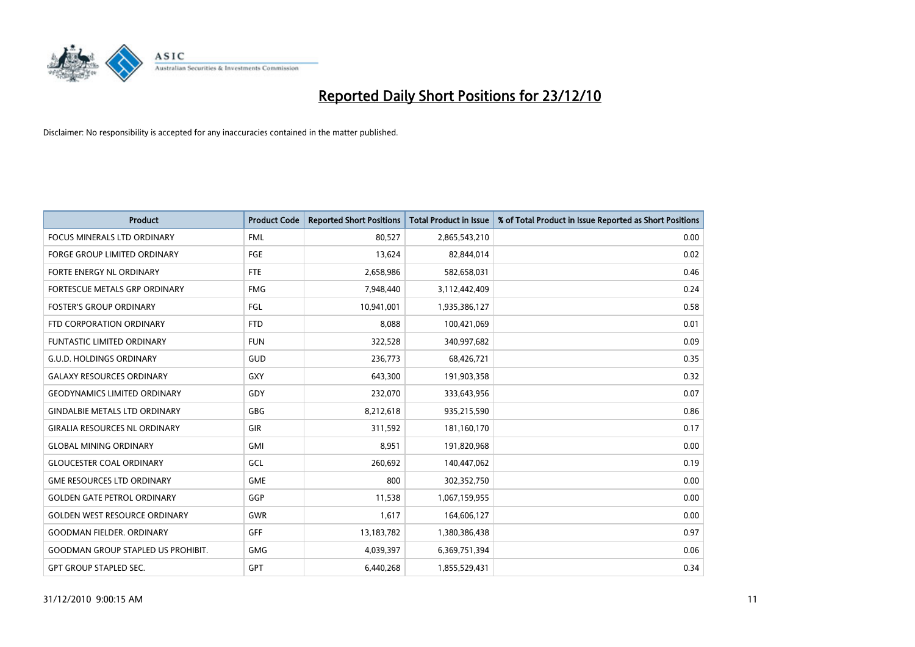# Reported Daily Short Positions for 23/12/10

Disclaimer: No responsibility is accepted for any inaccuracies contained in the matter published.

| Product | Product Code | Reported Short Positions | Total Product in Issue | % of Total Product in Issue Reported as Short Positions |
|---|---|---|---|---|
| FOCUS MINERALS LTD ORDINARY | FML | 80,527 | 2,865,543,210 | 0.00 |
| FORGE GROUP LIMITED ORDINARY | FGE | 13,624 | 82,844,014 | 0.02 |
| FORTE ENERGY NL ORDINARY | FTE | 2,658,986 | 582,658,031 | 0.46 |
| FORTESCUE METALS GRP ORDINARY | FMG | 7,948,440 | 3,112,442,409 | 0.24 |
| FOSTER'S GROUP ORDINARY | FGL | 10,941,001 | 1,935,386,127 | 0.58 |
| FTD CORPORATION ORDINARY | FTD | 8,088 | 100,421,069 | 0.01 |
| FUNTASTIC LIMITED ORDINARY | FUN | 322,528 | 340,997,682 | 0.09 |
| G.U.D. HOLDINGS ORDINARY | GUD | 236,773 | 68,426,721 | 0.35 |
| GALAXY RESOURCES ORDINARY | GXY | 643,300 | 191,903,358 | 0.32 |
| GEODYNAMICS LIMITED ORDINARY | GDY | 232,070 | 333,643,956 | 0.07 |
| GINDALBIE METALS LTD ORDINARY | GBG | 8,212,618 | 935,215,590 | 0.86 |
| GIRALIA RESOURCES NL ORDINARY | GIR | 311,592 | 181,160,170 | 0.17 |
| GLOBAL MINING ORDINARY | GMI | 8,951 | 191,820,968 | 0.00 |
| GLOUCESTER COAL ORDINARY | GCL | 260,692 | 140,447,062 | 0.19 |
| GME RESOURCES LTD ORDINARY | GME | 800 | 302,352,750 | 0.00 |
| GOLDEN GATE PETROL ORDINARY | GGP | 11,538 | 1,067,159,955 | 0.00 |
| GOLDEN WEST RESOURCE ORDINARY | GWR | 1,617 | 164,606,127 | 0.00 |
| GOODMAN FIELDER. ORDINARY | GFF | 13,183,782 | 1,380,386,438 | 0.97 |
| GOODMAN GROUP STAPLED US PROHIBIT. | GMG | 4,039,397 | 6,369,751,394 | 0.06 |
| GPT GROUP STAPLED SEC. | GPT | 6,440,268 | 1,855,529,431 | 0.34 |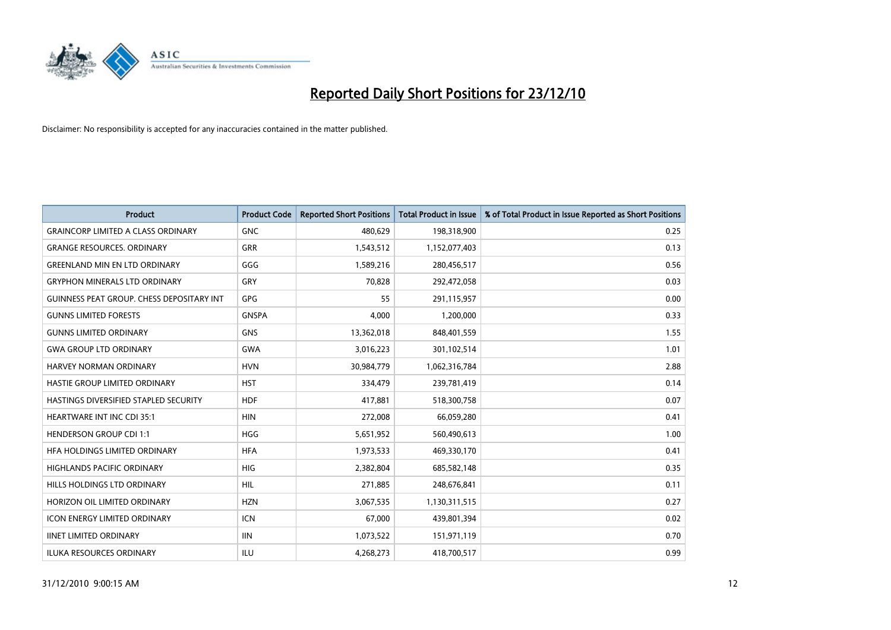# Reported Daily Short Positions for 23/12/10

Disclaimer: No responsibility is accepted for any inaccuracies contained in the matter published.

| Product | Product Code | Reported Short Positions | Total Product in Issue | % of Total Product in Issue Reported as Short Positions |
|---|---|---|---|---|
| GRAINCORP LIMITED A CLASS ORDINARY | GNC | 480,629 | 198,318,900 | 0.25 |
| GRANGE RESOURCES. ORDINARY | GRR | 1,543,512 | 1,152,077,403 | 0.13 |
| GREENLAND MIN EN LTD ORDINARY | GGG | 1,589,216 | 280,456,517 | 0.56 |
| GRYPHON MINERALS LTD ORDINARY | GRY | 70,828 | 292,472,058 | 0.03 |
| GUINNESS PEAT GROUP. CHESS DEPOSITARY INT | GPG | 55 | 291,115,957 | 0.00 |
| GUNNS LIMITED FORESTS | GNSPA | 4,000 | 1,200,000 | 0.33 |
| GUNNS LIMITED ORDINARY | GNS | 13,362,018 | 848,401,559 | 1.55 |
| GWA GROUP LTD ORDINARY | GWA | 3,016,223 | 301,102,514 | 1.01 |
| HARVEY NORMAN ORDINARY | HVN | 30,984,779 | 1,062,316,784 | 2.88 |
| HASTIE GROUP LIMITED ORDINARY | HST | 334,479 | 239,781,419 | 0.14 |
| HASTINGS DIVERSIFIED STAPLED SECURITY | HDF | 417,881 | 518,300,758 | 0.07 |
| HEARTWARE INT INC CDI 35:1 | HIN | 272,008 | 66,059,280 | 0.41 |
| HENDERSON GROUP CDI 1:1 | HGG | 5,651,952 | 560,490,613 | 1.00 |
| HFA HOLDINGS LIMITED ORDINARY | HFA | 1,973,533 | 469,330,170 | 0.41 |
| HIGHLANDS PACIFIC ORDINARY | HIG | 2,382,804 | 685,582,148 | 0.35 |
| HILLS HOLDINGS LTD ORDINARY | HIL | 271,885 | 248,676,841 | 0.11 |
| HORIZON OIL LIMITED ORDINARY | HZN | 3,067,535 | 1,130,311,515 | 0.27 |
| ICON ENERGY LIMITED ORDINARY | ICN | 67,000 | 439,801,394 | 0.02 |
| IINET LIMITED ORDINARY | IIN | 1,073,522 | 151,971,119 | 0.70 |
| ILUKA RESOURCES ORDINARY | ILU | 4,268,273 | 418,700,517 | 0.99 |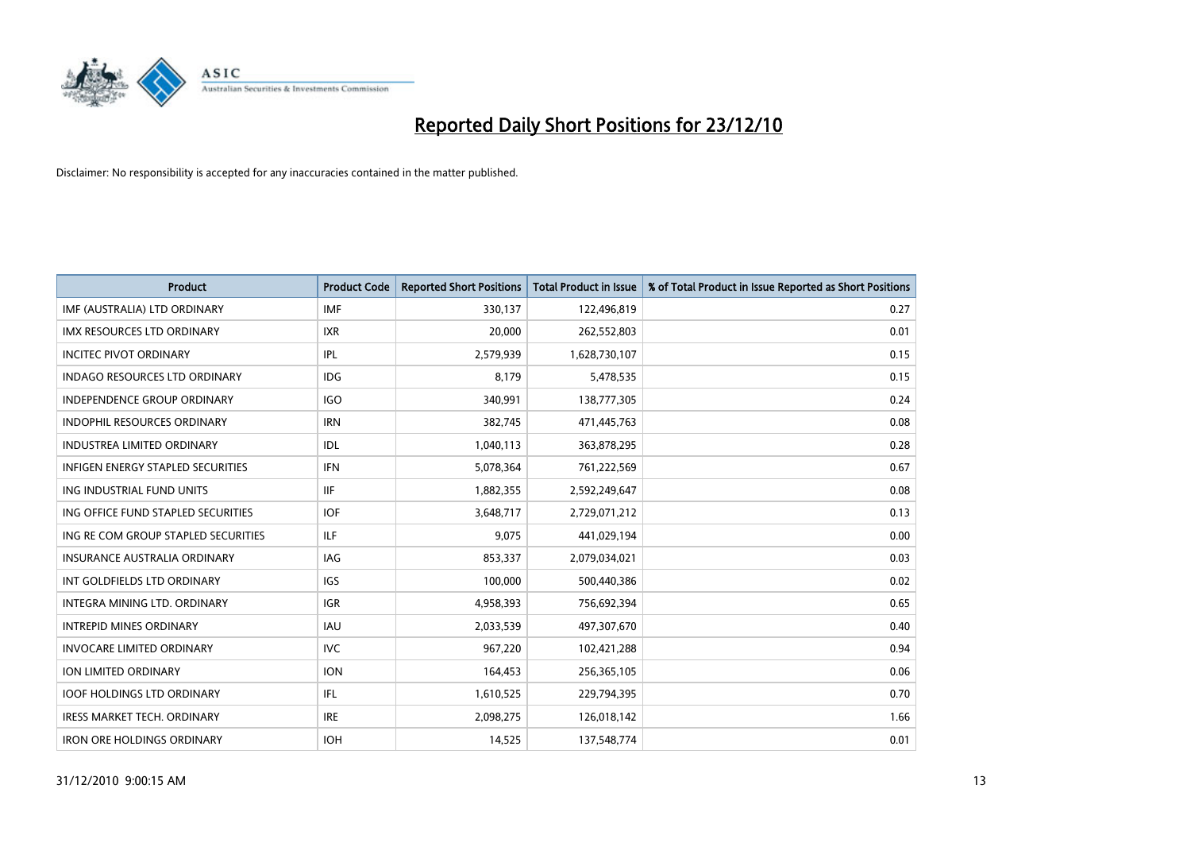# Reported Daily Short Positions for 23/12/10

Disclaimer: No responsibility is accepted for any inaccuracies contained in the matter published.

| Product | Product Code | Reported Short Positions | Total Product in Issue | % of Total Product in Issue Reported as Short Positions |
|---|---|---|---|---|
| IMF (AUSTRALIA) LTD ORDINARY | IMF | 330,137 | 122,496,819 | 0.27 |
| IMX RESOURCES LTD ORDINARY | IXR | 20,000 | 262,552,803 | 0.01 |
| INCITEC PIVOT ORDINARY | IPL | 2,579,939 | 1,628,730,107 | 0.15 |
| INDAGO RESOURCES LTD ORDINARY | IDG | 8,179 | 5,478,535 | 0.15 |
| INDEPENDENCE GROUP ORDINARY | IGO | 340,991 | 138,777,305 | 0.24 |
| INDOPHIL RESOURCES ORDINARY | IRN | 382,745 | 471,445,763 | 0.08 |
| INDUSTREA LIMITED ORDINARY | IDL | 1,040,113 | 363,878,295 | 0.28 |
| INFIGEN ENERGY STAPLED SECURITIES | IFN | 5,078,364 | 761,222,569 | 0.67 |
| ING INDUSTRIAL FUND UNITS | IIF | 1,882,355 | 2,592,249,647 | 0.08 |
| ING OFFICE FUND STAPLED SECURITIES | IOF | 3,648,717 | 2,729,071,212 | 0.13 |
| ING RE COM GROUP STAPLED SECURITIES | ILF | 9,075 | 441,029,194 | 0.00 |
| INSURANCE AUSTRALIA ORDINARY | IAG | 853,337 | 2,079,034,021 | 0.03 |
| INT GOLDFIELDS LTD ORDINARY | IGS | 100,000 | 500,440,386 | 0.02 |
| INTEGRA MINING LTD. ORDINARY | IGR | 4,958,393 | 756,692,394 | 0.65 |
| INTREPID MINES ORDINARY | IAU | 2,033,539 | 497,307,670 | 0.40 |
| INVOCARE LIMITED ORDINARY | IVC | 967,220 | 102,421,288 | 0.94 |
| ION LIMITED ORDINARY | ION | 164,453 | 256,365,105 | 0.06 |
| IOOF HOLDINGS LTD ORDINARY | IFL | 1,610,525 | 229,794,395 | 0.70 |
| IRESS MARKET TECH. ORDINARY | IRE | 2,098,275 | 126,018,142 | 1.66 |
| IRON ORE HOLDINGS ORDINARY | IOH | 14,525 | 137,548,774 | 0.01 |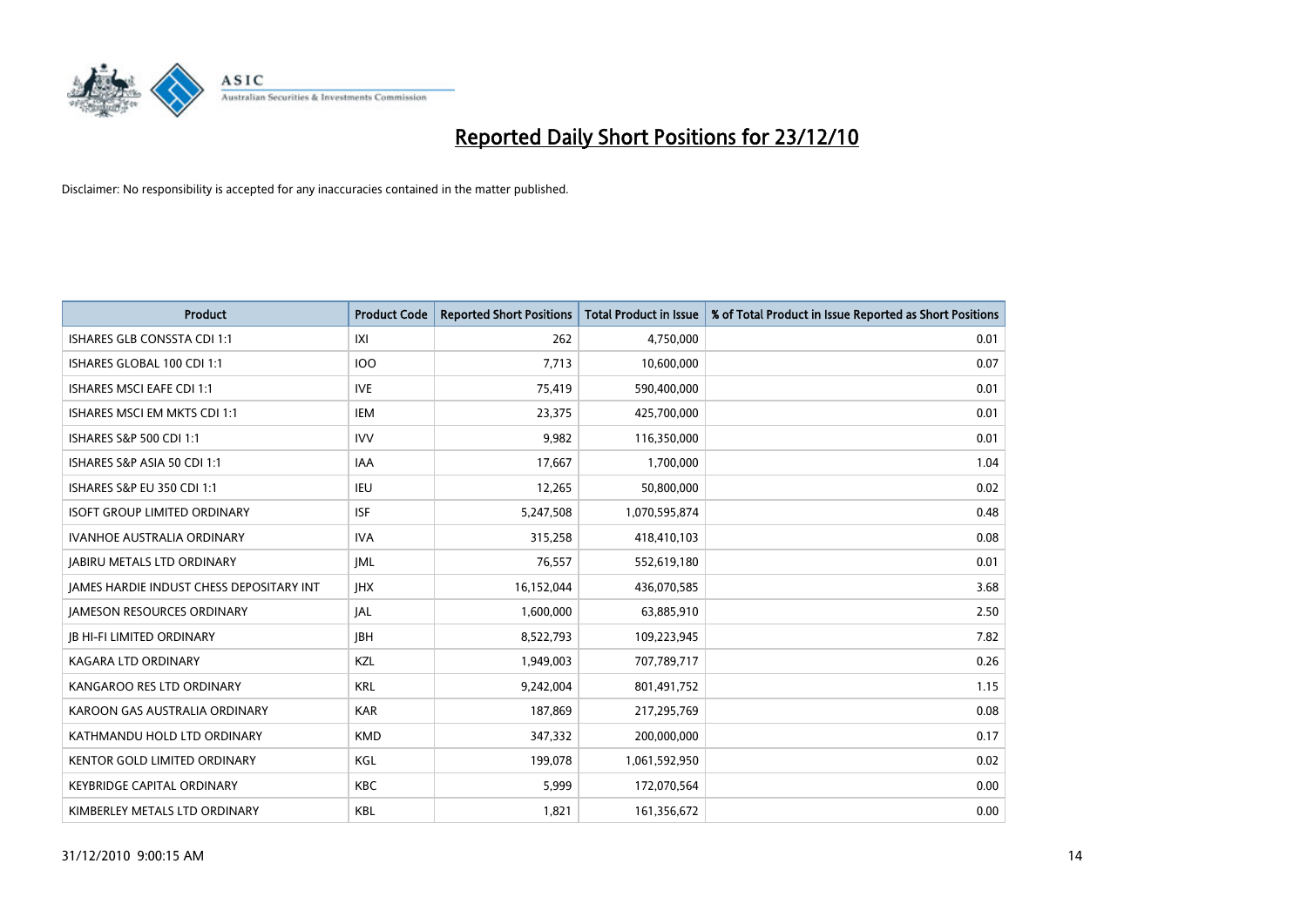# Reported Daily Short Positions for 23/12/10

Disclaimer: No responsibility is accepted for any inaccuracies contained in the matter published.

| Product | Product Code | Reported Short Positions | Total Product in Issue | % of Total Product in Issue Reported as Short Positions |
|---|---|---|---|---|
| ISHARES GLB CONSSTA CDI 1:1 | IXI | 262 | 4,750,000 | 0.01 |
| ISHARES GLOBAL 100 CDI 1:1 | IOO | 7,713 | 10,600,000 | 0.07 |
| ISHARES MSCI EAFE CDI 1:1 | IVE | 75,419 | 590,400,000 | 0.01 |
| ISHARES MSCI EM MKTS CDI 1:1 | IEM | 23,375 | 425,700,000 | 0.01 |
| ISHARES S&P 500 CDI 1:1 | IVV | 9,982 | 116,350,000 | 0.01 |
| ISHARES S&P ASIA 50 CDI 1:1 | IAA | 17,667 | 1,700,000 | 1.04 |
| ISHARES S&P EU 350 CDI 1:1 | IEU | 12,265 | 50,800,000 | 0.02 |
| ISOFT GROUP LIMITED ORDINARY | ISF | 5,247,508 | 1,070,595,874 | 0.48 |
| IVANHOE AUSTRALIA ORDINARY | IVA | 315,258 | 418,410,103 | 0.08 |
| JABIRU METALS LTD ORDINARY | JML | 76,557 | 552,619,180 | 0.01 |
| JAMES HARDIE INDUST CHESS DEPOSITARY INT | JHX | 16,152,044 | 436,070,585 | 3.68 |
| JAMESON RESOURCES ORDINARY | JAL | 1,600,000 | 63,885,910 | 2.50 |
| JB HI-FI LIMITED ORDINARY | JBH | 8,522,793 | 109,223,945 | 7.82 |
| KAGARA LTD ORDINARY | KZL | 1,949,003 | 707,789,717 | 0.26 |
| KANGAROO RES LTD ORDINARY | KRL | 9,242,004 | 801,491,752 | 1.15 |
| KAROON GAS AUSTRALIA ORDINARY | KAR | 187,869 | 217,295,769 | 0.08 |
| KATHMANDU HOLD LTD ORDINARY | KMD | 347,332 | 200,000,000 | 0.17 |
| KENTOR GOLD LIMITED ORDINARY | KGL | 199,078 | 1,061,592,950 | 0.02 |
| KEYBRIDGE CAPITAL ORDINARY | KBC | 5,999 | 172,070,564 | 0.00 |
| KIMBERLEY METALS LTD ORDINARY | KBL | 1,821 | 161,356,672 | 0.00 |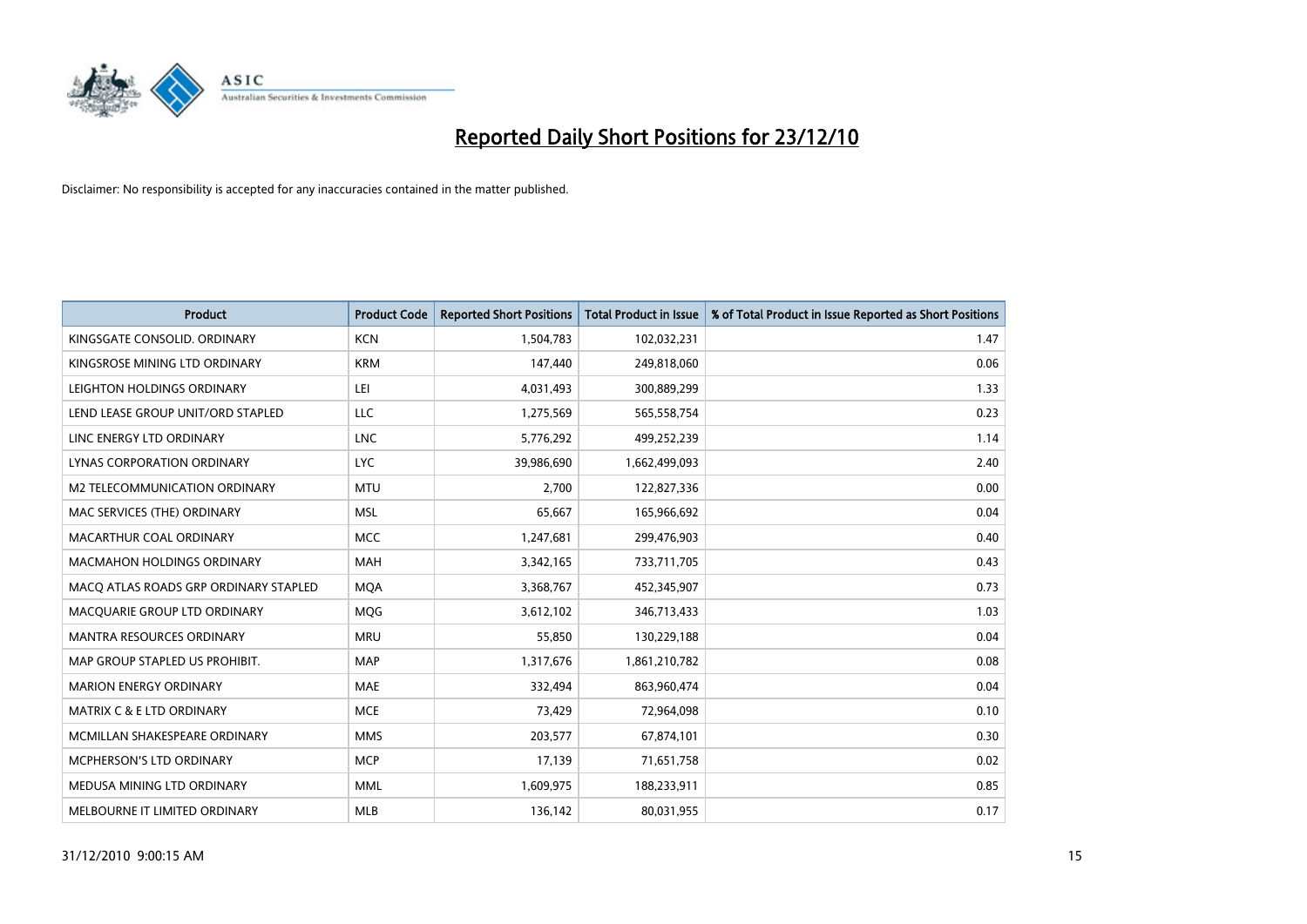# Reported Daily Short Positions for 23/12/10

Disclaimer: No responsibility is accepted for any inaccuracies contained in the matter published.

| Product | Product Code | Reported Short Positions | Total Product in Issue | % of Total Product in Issue Reported as Short Positions |
|---|---|---|---|---|
| KINGSGATE CONSOLID. ORDINARY | KCN | 1,504,783 | 102,032,231 | 1.47 |
| KINGSROSE MINING LTD ORDINARY | KRM | 147,440 | 249,818,060 | 0.06 |
| LEIGHTON HOLDINGS ORDINARY | LEI | 4,031,493 | 300,889,299 | 1.33 |
| LEND LEASE GROUP UNIT/ORD STAPLED | LLC | 1,275,569 | 565,558,754 | 0.23 |
| LINC ENERGY LTD ORDINARY | LNC | 5,776,292 | 499,252,239 | 1.14 |
| LYNAS CORPORATION ORDINARY | LYC | 39,986,690 | 1,662,499,093 | 2.40 |
| M2 TELECOMMUNICATION ORDINARY | MTU | 2,700 | 122,827,336 | 0.00 |
| MAC SERVICES (THE) ORDINARY | MSL | 65,667 | 165,966,692 | 0.04 |
| MACARTHUR COAL ORDINARY | MCC | 1,247,681 | 299,476,903 | 0.40 |
| MACMAHON HOLDINGS ORDINARY | MAH | 3,342,165 | 733,711,705 | 0.43 |
| MACQ ATLAS ROADS GRP ORDINARY STAPLED | MQA | 3,368,767 | 452,345,907 | 0.73 |
| MACQUARIE GROUP LTD ORDINARY | MQG | 3,612,102 | 346,713,433 | 1.03 |
| MANTRA RESOURCES ORDINARY | MRU | 55,850 | 130,229,188 | 0.04 |
| MAP GROUP STAPLED US PROHIBIT. | MAP | 1,317,676 | 1,861,210,782 | 0.08 |
| MARION ENERGY ORDINARY | MAE | 332,494 | 863,960,474 | 0.04 |
| MATRIX C & E LTD ORDINARY | MCE | 73,429 | 72,964,098 | 0.10 |
| MCMILLAN SHAKESPEARE ORDINARY | MMS | 203,577 | 67,874,101 | 0.30 |
| MCPHERSON'S LTD ORDINARY | MCP | 17,139 | 71,651,758 | 0.02 |
| MEDUSA MINING LTD ORDINARY | MML | 1,609,975 | 188,233,911 | 0.85 |
| MELBOURNE IT LIMITED ORDINARY | MLB | 136,142 | 80,031,955 | 0.17 |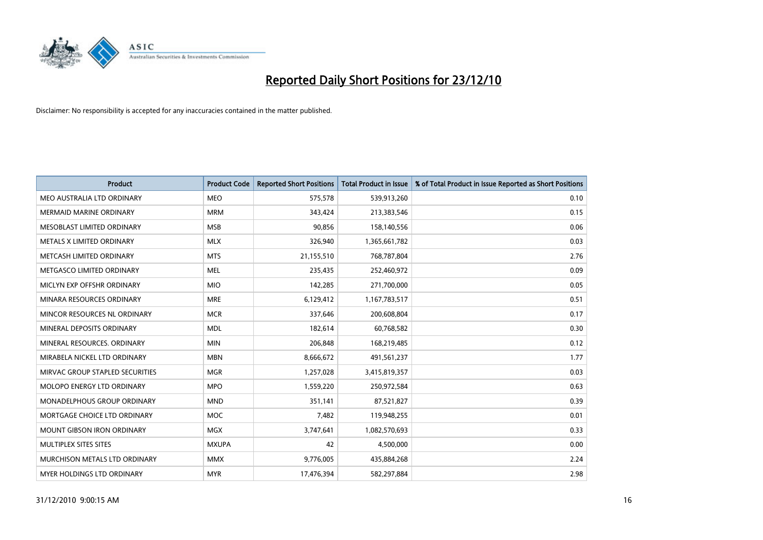# Reported Daily Short Positions for 23/12/10

Disclaimer: No responsibility is accepted for any inaccuracies contained in the matter published.

| Product | Product Code | Reported Short Positions | Total Product in Issue | % of Total Product in Issue Reported as Short Positions |
|---|---|---|---|---|
| MEO AUSTRALIA LTD ORDINARY | MEO | 575,578 | 539,913,260 | 0.10 |
| MERMAID MARINE ORDINARY | MRM | 343,424 | 213,383,546 | 0.15 |
| MESOBLAST LIMITED ORDINARY | MSB | 90,856 | 158,140,556 | 0.06 |
| METALS X LIMITED ORDINARY | MLX | 326,940 | 1,365,661,782 | 0.03 |
| METCASH LIMITED ORDINARY | MTS | 21,155,510 | 768,787,804 | 2.76 |
| METGASCO LIMITED ORDINARY | MEL | 235,435 | 252,460,972 | 0.09 |
| MICLYN EXP OFFSHR ORDINARY | MIO | 142,285 | 271,700,000 | 0.05 |
| MINARA RESOURCES ORDINARY | MRE | 6,129,412 | 1,167,783,517 | 0.51 |
| MINCOR RESOURCES NL ORDINARY | MCR | 337,646 | 200,608,804 | 0.17 |
| MINERAL DEPOSITS ORDINARY | MDL | 182,614 | 60,768,582 | 0.30 |
| MINERAL RESOURCES. ORDINARY | MIN | 206,848 | 168,219,485 | 0.12 |
| MIRABELA NICKEL LTD ORDINARY | MBN | 8,666,672 | 491,561,237 | 1.77 |
| MIRVAC GROUP STAPLED SECURITIES | MGR | 1,257,028 | 3,415,819,357 | 0.03 |
| MOLOPO ENERGY LTD ORDINARY | MPO | 1,559,220 | 250,972,584 | 0.63 |
| MONADELPHOUS GROUP ORDINARY | MND | 351,141 | 87,521,827 | 0.39 |
| MORTGAGE CHOICE LTD ORDINARY | MOC | 7,482 | 119,948,255 | 0.01 |
| MOUNT GIBSON IRON ORDINARY | MGX | 3,747,641 | 1,082,570,693 | 0.33 |
| MULTIPLEX SITES SITES | MXUPA | 42 | 4,500,000 | 0.00 |
| MURCHISON METALS LTD ORDINARY | MMX | 9,776,005 | 435,884,268 | 2.24 |
| MYER HOLDINGS LTD ORDINARY | MYR | 17,476,394 | 582,297,884 | 2.98 |

31/12/2010 9:00:15 AM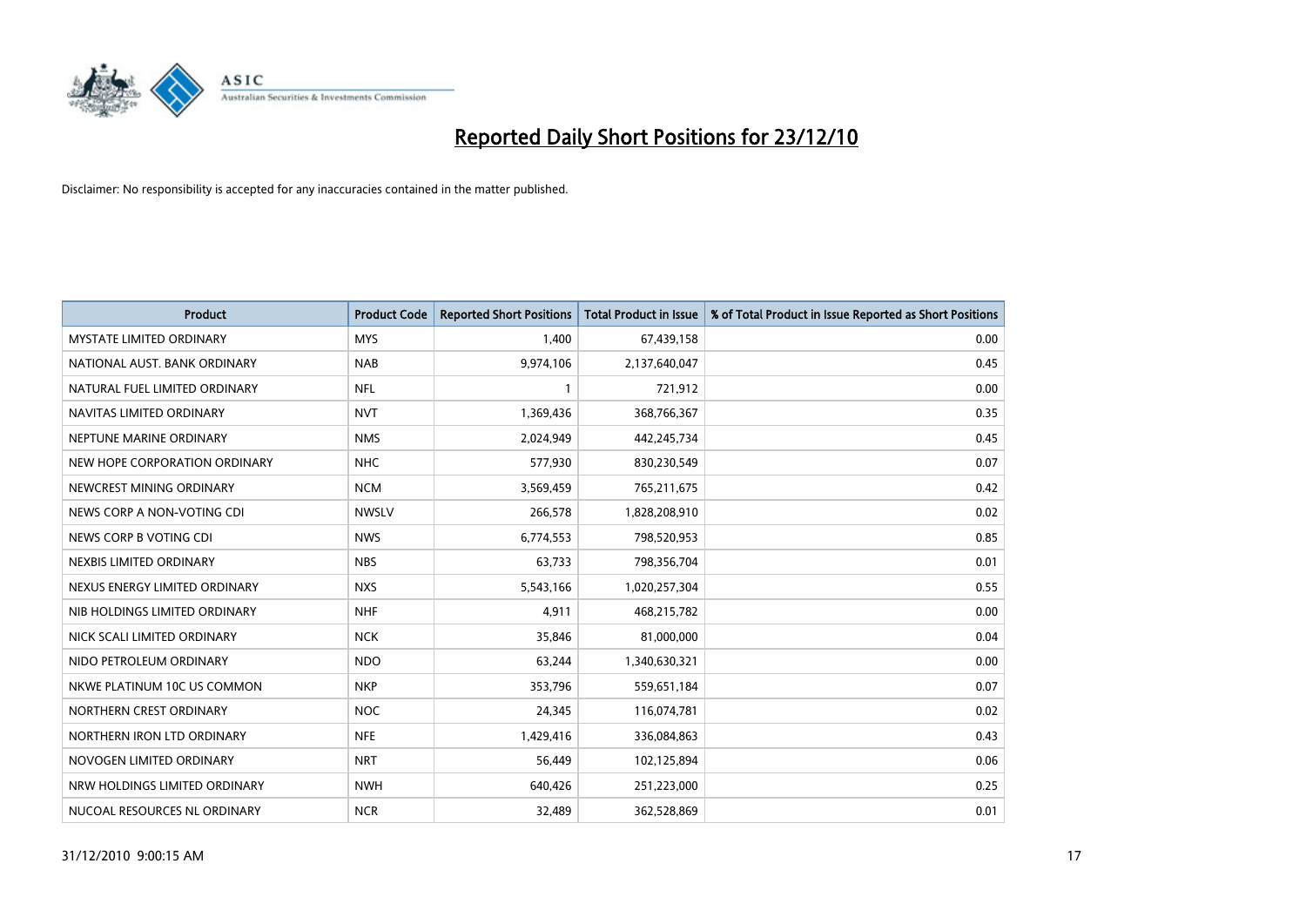# Reported Daily Short Positions for 23/12/10

Disclaimer: No responsibility is accepted for any inaccuracies contained in the matter published.

| Product | Product Code | Reported Short Positions | Total Product in Issue | % of Total Product in Issue Reported as Short Positions |
|---|---|---|---|---|
| MYSTATE LIMITED ORDINARY | MYS | 1,400 | 67,439,158 | 0.00 |
| NATIONAL AUST. BANK ORDINARY | NAB | 9,974,106 | 2,137,640,047 | 0.45 |
| NATURAL FUEL LIMITED ORDINARY | NFL | 1 | 721,912 | 0.00 |
| NAVITAS LIMITED ORDINARY | NVT | 1,369,436 | 368,766,367 | 0.35 |
| NEPTUNE MARINE ORDINARY | NMS | 2,024,949 | 442,245,734 | 0.45 |
| NEW HOPE CORPORATION ORDINARY | NHC | 577,930 | 830,230,549 | 0.07 |
| NEWCREST MINING ORDINARY | NCM | 3,569,459 | 765,211,675 | 0.42 |
| NEWS CORP A NON-VOTING CDI | NWSLV | 266,578 | 1,828,208,910 | 0.02 |
| NEWS CORP B VOTING CDI | NWS | 6,774,553 | 798,520,953 | 0.85 |
| NEXBIS LIMITED ORDINARY | NBS | 63,733 | 798,356,704 | 0.01 |
| NEXUS ENERGY LIMITED ORDINARY | NXS | 5,543,166 | 1,020,257,304 | 0.55 |
| NIB HOLDINGS LIMITED ORDINARY | NHF | 4,911 | 468,215,782 | 0.00 |
| NICK SCALI LIMITED ORDINARY | NCK | 35,846 | 81,000,000 | 0.04 |
| NIDO PETROLEUM ORDINARY | NDO | 63,244 | 1,340,630,321 | 0.00 |
| NKWE PLATINUM 10C US COMMON | NKP | 353,796 | 559,651,184 | 0.07 |
| NORTHERN CREST ORDINARY | NOC | 24,345 | 116,074,781 | 0.02 |
| NORTHERN IRON LTD ORDINARY | NFE | 1,429,416 | 336,084,863 | 0.43 |
| NOVOGEN LIMITED ORDINARY | NRT | 56,449 | 102,125,894 | 0.06 |
| NRW HOLDINGS LIMITED ORDINARY | NWH | 640,426 | 251,223,000 | 0.25 |
| NUCOAL RESOURCES NL ORDINARY | NCR | 32,489 | 362,528,869 | 0.01 |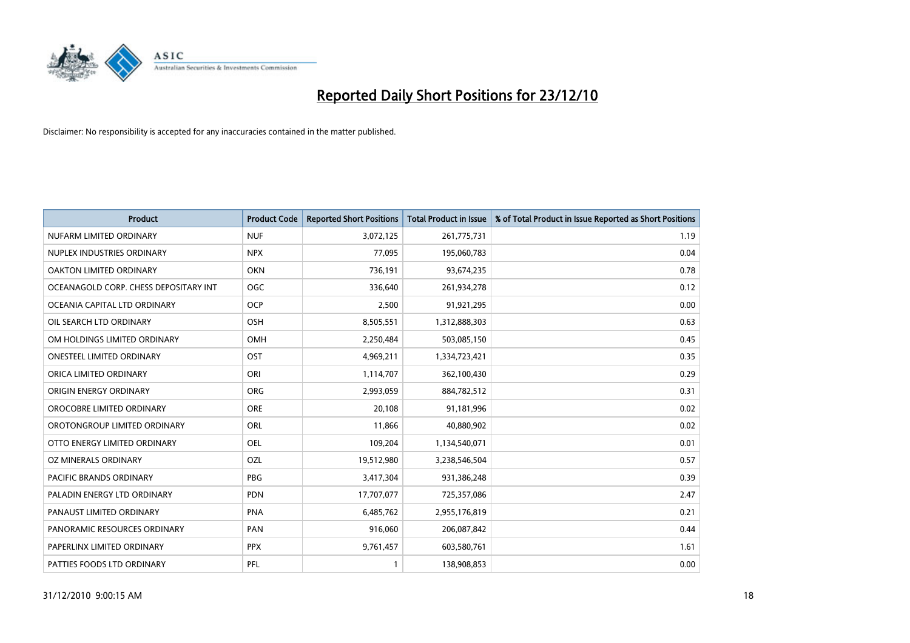# Reported Daily Short Positions for 23/12/10

Disclaimer: No responsibility is accepted for any inaccuracies contained in the matter published.

| Product | Product Code | Reported Short Positions | Total Product in Issue | % of Total Product in Issue Reported as Short Positions |
|---|---|---|---|---|
| NUFARM LIMITED ORDINARY | NUF | 3,072,125 | 261,775,731 | 1.19 |
| NUPLEX INDUSTRIES ORDINARY | NPX | 77,095 | 195,060,783 | 0.04 |
| OAKTON LIMITED ORDINARY | OKN | 736,191 | 93,674,235 | 0.78 |
| OCEANAGOLD CORP. CHESS DEPOSITARY INT | OGC | 336,640 | 261,934,278 | 0.12 |
| OCEANIA CAPITAL LTD ORDINARY | OCP | 2,500 | 91,921,295 | 0.00 |
| OIL SEARCH LTD ORDINARY | OSH | 8,505,551 | 1,312,888,303 | 0.63 |
| OM HOLDINGS LIMITED ORDINARY | OMH | 2,250,484 | 503,085,150 | 0.45 |
| ONESTEEL LIMITED ORDINARY | OST | 4,969,211 | 1,334,723,421 | 0.35 |
| ORICA LIMITED ORDINARY | ORI | 1,114,707 | 362,100,430 | 0.29 |
| ORIGIN ENERGY ORDINARY | ORG | 2,993,059 | 884,782,512 | 0.31 |
| OROCOBRE LIMITED ORDINARY | ORE | 20,108 | 91,181,996 | 0.02 |
| OROTONGROUP LIMITED ORDINARY | ORL | 11,866 | 40,880,902 | 0.02 |
| OTTO ENERGY LIMITED ORDINARY | OEL | 109,204 | 1,134,540,071 | 0.01 |
| OZ MINERALS ORDINARY | OZL | 19,512,980 | 3,238,546,504 | 0.57 |
| PACIFIC BRANDS ORDINARY | PBG | 3,417,304 | 931,386,248 | 0.39 |
| PALADIN ENERGY LTD ORDINARY | PDN | 17,707,077 | 725,357,086 | 2.47 |
| PANAUST LIMITED ORDINARY | PNA | 6,485,762 | 2,955,176,819 | 0.21 |
| PANORAMIC RESOURCES ORDINARY | PAN | 916,060 | 206,087,842 | 0.44 |
| PAPERLINX LIMITED ORDINARY | PPX | 9,761,457 | 603,580,761 | 1.61 |
| PATTIES FOODS LTD ORDINARY | PFL | 1 | 138,908,853 | 0.00 |

31/12/2010 9:00:15 AM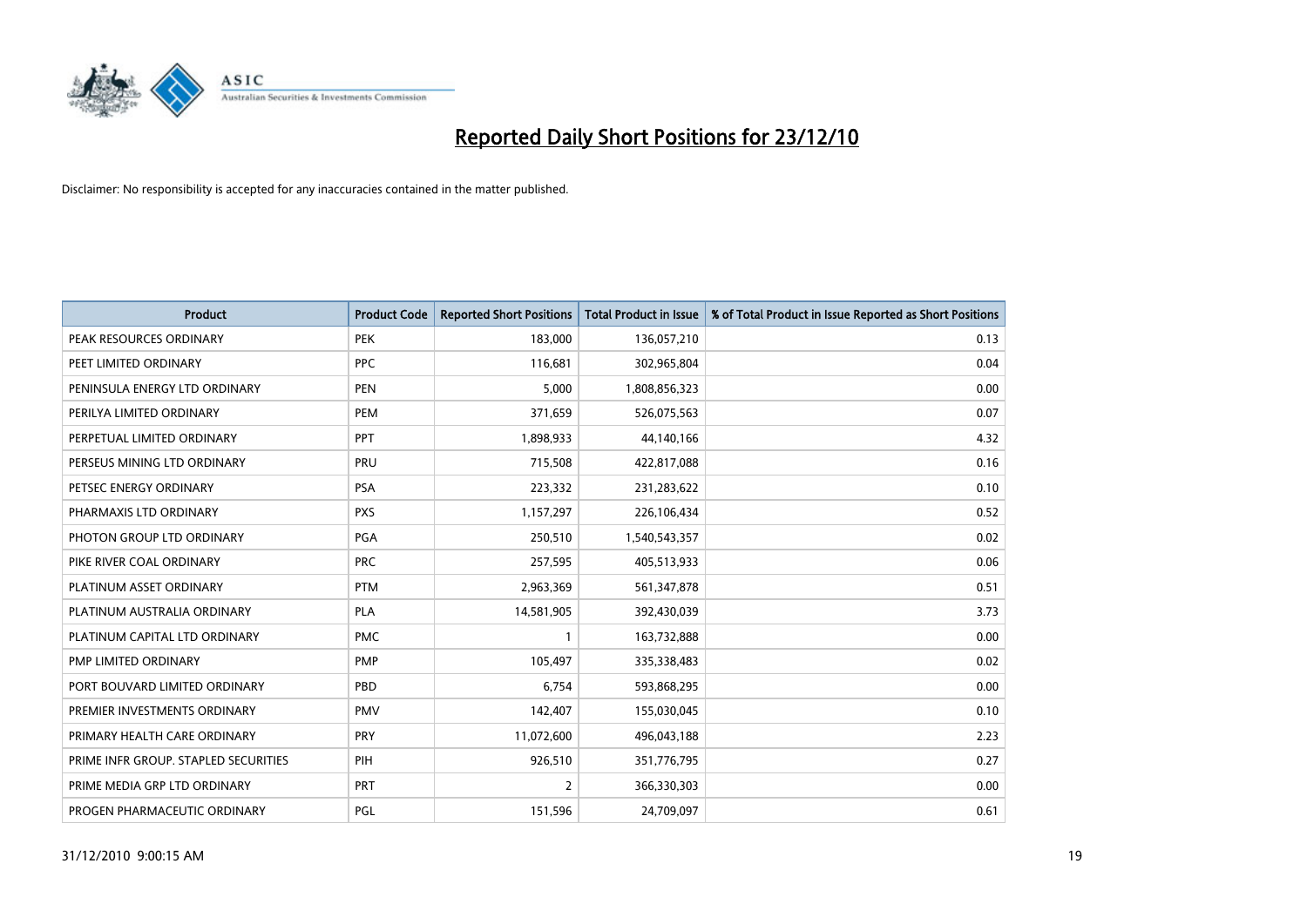# Reported Daily Short Positions for 23/12/10

Disclaimer: No responsibility is accepted for any inaccuracies contained in the matter published.

| Product | Product Code | Reported Short Positions | Total Product in Issue | % of Total Product in Issue Reported as Short Positions |
|---|---|---|---|---|
| PEAK RESOURCES ORDINARY | PEK | 183,000 | 136,057,210 | 0.13 |
| PEET LIMITED ORDINARY | PPC | 116,681 | 302,965,804 | 0.04 |
| PENINSULA ENERGY LTD ORDINARY | PEN | 5,000 | 1,808,856,323 | 0.00 |
| PERILYA LIMITED ORDINARY | PEM | 371,659 | 526,075,563 | 0.07 |
| PERPETUAL LIMITED ORDINARY | PPT | 1,898,933 | 44,140,166 | 4.32 |
| PERSEUS MINING LTD ORDINARY | PRU | 715,508 | 422,817,088 | 0.16 |
| PETSEC ENERGY ORDINARY | PSA | 223,332 | 231,283,622 | 0.10 |
| PHARMAXIS LTD ORDINARY | PXS | 1,157,297 | 226,106,434 | 0.52 |
| PHOTON GROUP LTD ORDINARY | PGA | 250,510 | 1,540,543,357 | 0.02 |
| PIKE RIVER COAL ORDINARY | PRC | 257,595 | 405,513,933 | 0.06 |
| PLATINUM ASSET ORDINARY | PTM | 2,963,369 | 561,347,878 | 0.51 |
| PLATINUM AUSTRALIA ORDINARY | PLA | 14,581,905 | 392,430,039 | 3.73 |
| PLATINUM CAPITAL LTD ORDINARY | PMC | 1 | 163,732,888 | 0.00 |
| PMP LIMITED ORDINARY | PMP | 105,497 | 335,338,483 | 0.02 |
| PORT BOUVARD LIMITED ORDINARY | PBD | 6,754 | 593,868,295 | 0.00 |
| PREMIER INVESTMENTS ORDINARY | PMV | 142,407 | 155,030,045 | 0.10 |
| PRIMARY HEALTH CARE ORDINARY | PRY | 11,072,600 | 496,043,188 | 2.23 |
| PRIME INFR GROUP. STAPLED SECURITIES | PIH | 926,510 | 351,776,795 | 0.27 |
| PRIME MEDIA GRP LTD ORDINARY | PRT | 2 | 366,330,303 | 0.00 |
| PROGEN PHARMACEUTIC ORDINARY | PGL | 151,596 | 24,709,097 | 0.61 |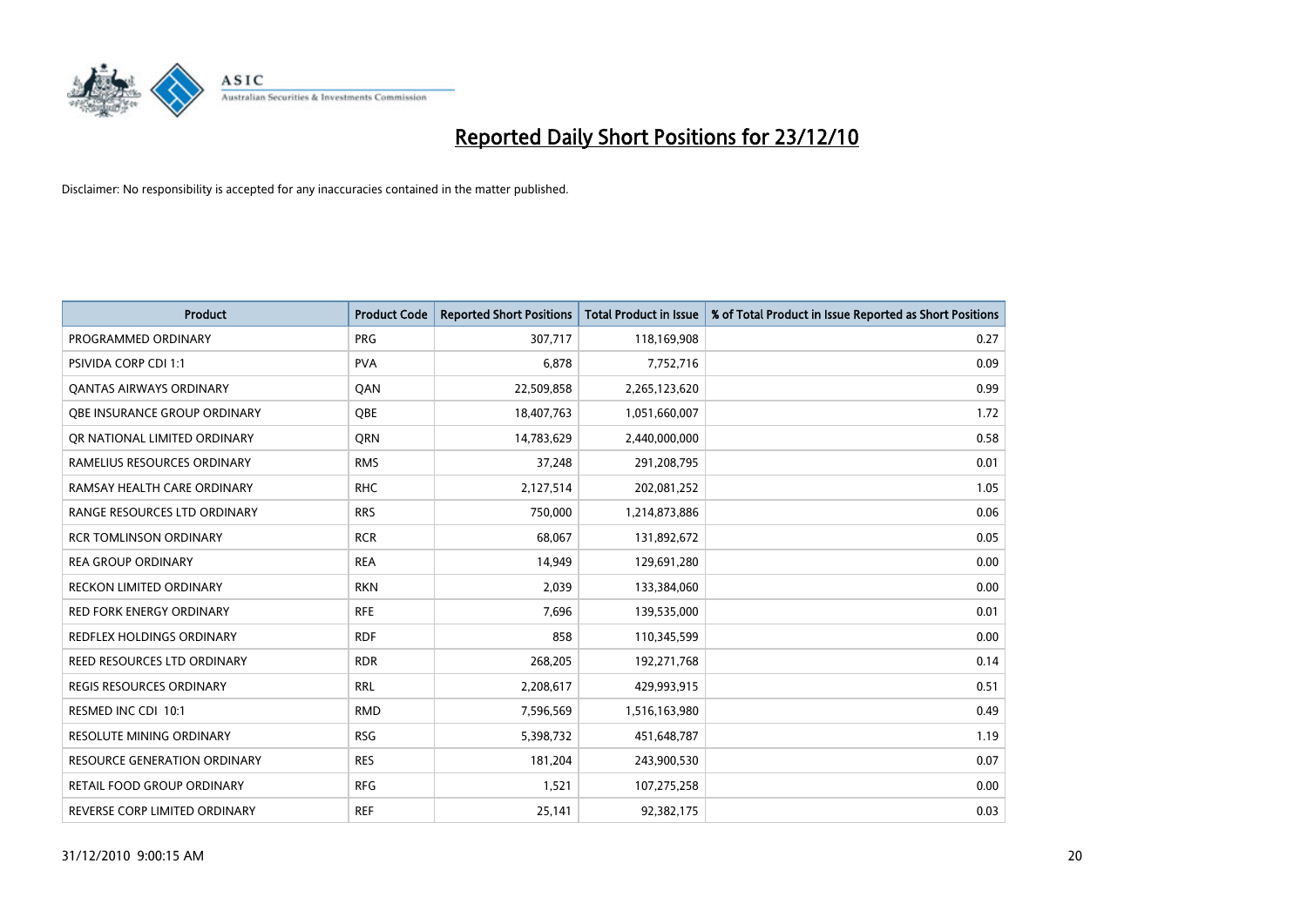# Reported Daily Short Positions for 23/12/10

Disclaimer: No responsibility is accepted for any inaccuracies contained in the matter published.

| Product | Product Code | Reported Short Positions | Total Product in Issue | % of Total Product in Issue Reported as Short Positions |
|---|---|---|---|---|
| PROGRAMMED ORDINARY | PRG | 307,717 | 118,169,908 | 0.27 |
| PSIVIDA CORP CDI 1:1 | PVA | 6,878 | 7,752,716 | 0.09 |
| QANTAS AIRWAYS ORDINARY | QAN | 22,509,858 | 2,265,123,620 | 0.99 |
| QBE INSURANCE GROUP ORDINARY | QBE | 18,407,763 | 1,051,660,007 | 1.72 |
| QR NATIONAL LIMITED ORDINARY | QRN | 14,783,629 | 2,440,000,000 | 0.58 |
| RAMELIUS RESOURCES ORDINARY | RMS | 37,248 | 291,208,795 | 0.01 |
| RAMSAY HEALTH CARE ORDINARY | RHC | 2,127,514 | 202,081,252 | 1.05 |
| RANGE RESOURCES LTD ORDINARY | RRS | 750,000 | 1,214,873,886 | 0.06 |
| RCR TOMLINSON ORDINARY | RCR | 68,067 | 131,892,672 | 0.05 |
| REA GROUP ORDINARY | REA | 14,949 | 129,691,280 | 0.00 |
| RECKON LIMITED ORDINARY | RKN | 2,039 | 133,384,060 | 0.00 |
| RED FORK ENERGY ORDINARY | RFE | 7,696 | 139,535,000 | 0.01 |
| REDFLEX HOLDINGS ORDINARY | RDF | 858 | 110,345,599 | 0.00 |
| REED RESOURCES LTD ORDINARY | RDR | 268,205 | 192,271,768 | 0.14 |
| REGIS RESOURCES ORDINARY | RRL | 2,208,617 | 429,993,915 | 0.51 |
| RESMED INC CDI 10:1 | RMD | 7,596,569 | 1,516,163,980 | 0.49 |
| RESOLUTE MINING ORDINARY | RSG | 5,398,732 | 451,648,787 | 1.19 |
| RESOURCE GENERATION ORDINARY | RES | 181,204 | 243,900,530 | 0.07 |
| RETAIL FOOD GROUP ORDINARY | RFG | 1,521 | 107,275,258 | 0.00 |
| REVERSE CORP LIMITED ORDINARY | REF | 25,141 | 92,382,175 | 0.03 |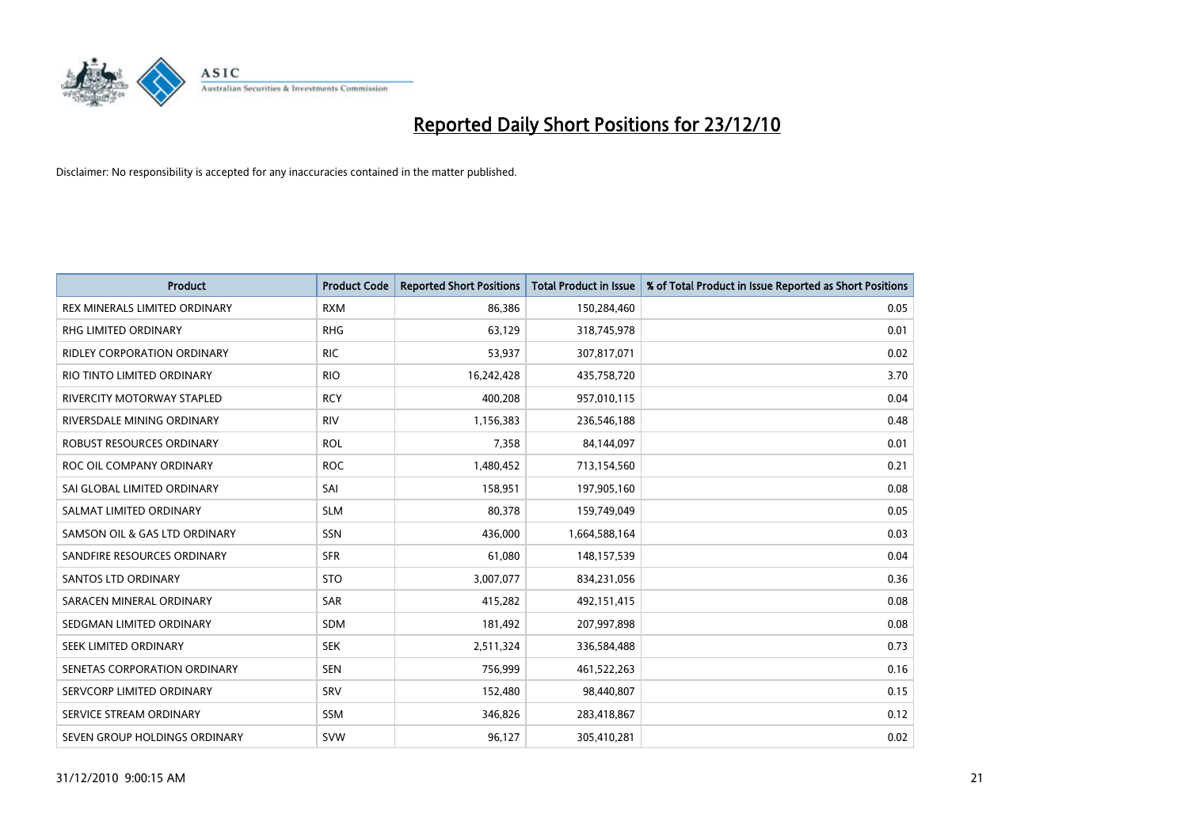# Reported Daily Short Positions for 23/12/10

Disclaimer: No responsibility is accepted for any inaccuracies contained in the matter published.

| Product | Product Code | Reported Short Positions | Total Product in Issue | % of Total Product in Issue Reported as Short Positions |
|---|---|---|---|---|
| REX MINERALS LIMITED ORDINARY | RXM | 86,386 | 150,284,460 | 0.05 |
| RHG LIMITED ORDINARY | RHG | 63,129 | 318,745,978 | 0.01 |
| RIDLEY CORPORATION ORDINARY | RIC | 53,937 | 307,817,071 | 0.02 |
| RIO TINTO LIMITED ORDINARY | RIO | 16,242,428 | 435,758,720 | 3.70 |
| RIVERCITY MOTORWAY STAPLED | RCY | 400,208 | 957,010,115 | 0.04 |
| RIVERSDALE MINING ORDINARY | RIV | 1,156,383 | 236,546,188 | 0.48 |
| ROBUST RESOURCES ORDINARY | ROL | 7,358 | 84,144,097 | 0.01 |
| ROC OIL COMPANY ORDINARY | ROC | 1,480,452 | 713,154,560 | 0.21 |
| SAI GLOBAL LIMITED ORDINARY | SAI | 158,951 | 197,905,160 | 0.08 |
| SALMAT LIMITED ORDINARY | SLM | 80,378 | 159,749,049 | 0.05 |
| SAMSON OIL & GAS LTD ORDINARY | SSN | 436,000 | 1,664,588,164 | 0.03 |
| SANDFIRE RESOURCES ORDINARY | SFR | 61,080 | 148,157,539 | 0.04 |
| SANTOS LTD ORDINARY | STO | 3,007,077 | 834,231,056 | 0.36 |
| SARACEN MINERAL ORDINARY | SAR | 415,282 | 492,151,415 | 0.08 |
| SEDGMAN LIMITED ORDINARY | SDM | 181,492 | 207,997,898 | 0.08 |
| SEEK LIMITED ORDINARY | SEK | 2,511,324 | 336,584,488 | 0.73 |
| SENETAS CORPORATION ORDINARY | SEN | 756,999 | 461,522,263 | 0.16 |
| SERVCORP LIMITED ORDINARY | SRV | 152,480 | 98,440,807 | 0.15 |
| SERVICE STREAM ORDINARY | SSM | 346,826 | 283,418,867 | 0.12 |
| SEVEN GROUP HOLDINGS ORDINARY | SVW | 96,127 | 305,410,281 | 0.02 |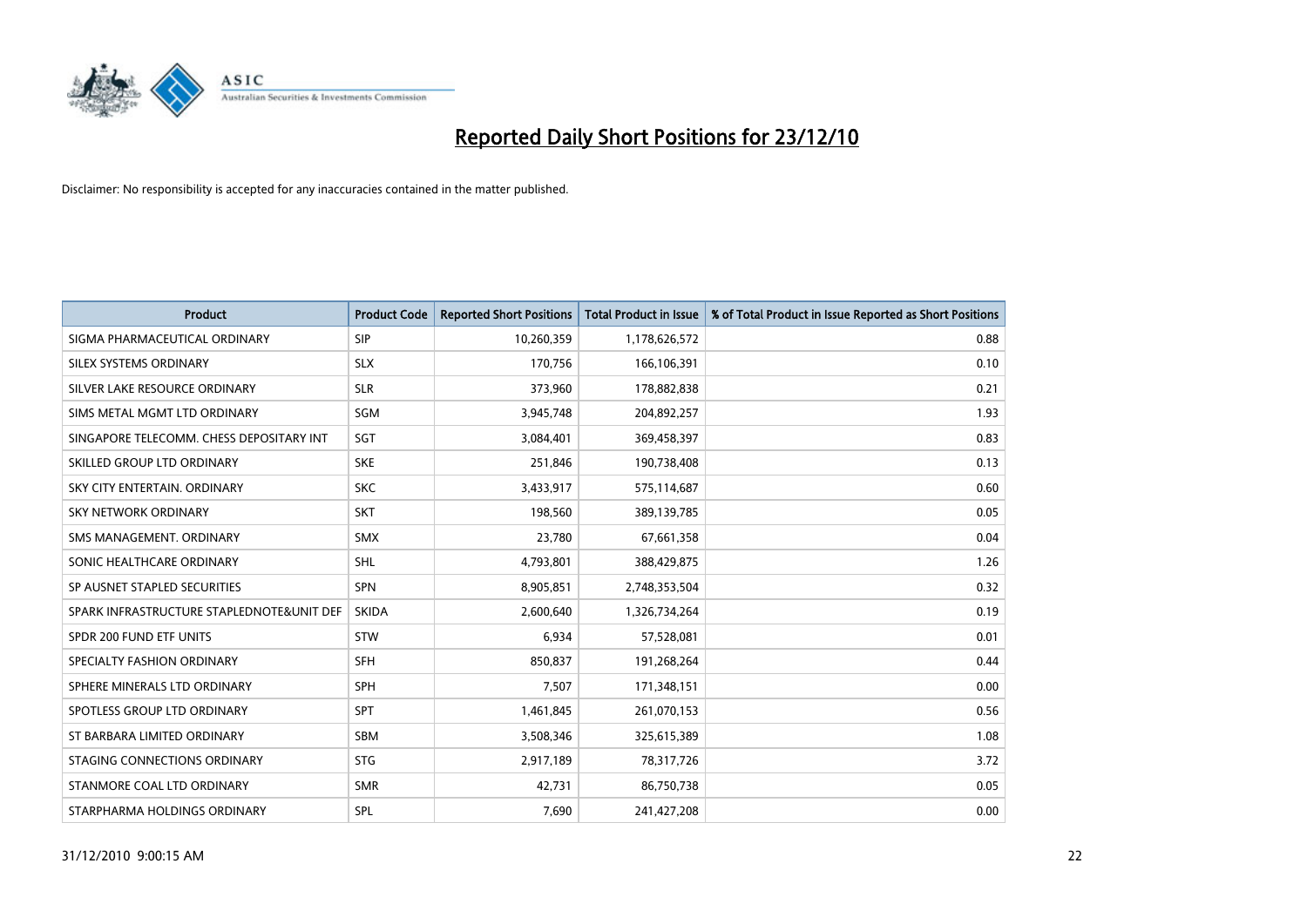# Reported Daily Short Positions for 23/12/10

Disclaimer: No responsibility is accepted for any inaccuracies contained in the matter published.

| Product | Product Code | Reported Short Positions | Total Product in Issue | % of Total Product in Issue Reported as Short Positions |
|---|---|---|---|---|
| SIGMA PHARMACEUTICAL ORDINARY | SIP | 10,260,359 | 1,178,626,572 | 0.88 |
| SILEX SYSTEMS ORDINARY | SLX | 170,756 | 166,106,391 | 0.10 |
| SILVER LAKE RESOURCE ORDINARY | SLR | 373,960 | 178,882,838 | 0.21 |
| SIMS METAL MGMT LTD ORDINARY | SGM | 3,945,748 | 204,892,257 | 1.93 |
| SINGAPORE TELECOMM. CHESS DEPOSITARY INT | SGT | 3,084,401 | 369,458,397 | 0.83 |
| SKILLED GROUP LTD ORDINARY | SKE | 251,846 | 190,738,408 | 0.13 |
| SKY CITY ENTERTAIN. ORDINARY | SKC | 3,433,917 | 575,114,687 | 0.60 |
| SKY NETWORK ORDINARY | SKT | 198,560 | 389,139,785 | 0.05 |
| SMS MANAGEMENT. ORDINARY | SMX | 23,780 | 67,661,358 | 0.04 |
| SONIC HEALTHCARE ORDINARY | SHL | 4,793,801 | 388,429,875 | 1.26 |
| SP AUSNET STAPLED SECURITIES | SPN | 8,905,851 | 2,748,353,504 | 0.32 |
| SPARK INFRASTRUCTURE STAPLEDNOTE&UNIT DEF | SKIDA | 2,600,640 | 1,326,734,264 | 0.19 |
| SPDR 200 FUND ETF UNITS | STW | 6,934 | 57,528,081 | 0.01 |
| SPECIALTY FASHION ORDINARY | SFH | 850,837 | 191,268,264 | 0.44 |
| SPHERE MINERALS LTD ORDINARY | SPH | 7,507 | 171,348,151 | 0.00 |
| SPOTLESS GROUP LTD ORDINARY | SPT | 1,461,845 | 261,070,153 | 0.56 |
| ST BARBARA LIMITED ORDINARY | SBM | 3,508,346 | 325,615,389 | 1.08 |
| STAGING CONNECTIONS ORDINARY | STG | 2,917,189 | 78,317,726 | 3.72 |
| STANMORE COAL LTD ORDINARY | SMR | 42,731 | 86,750,738 | 0.05 |
| STARPHARMA HOLDINGS ORDINARY | SPL | 7,690 | 241,427,208 | 0.00 |

31/12/2010 9:00:15 AM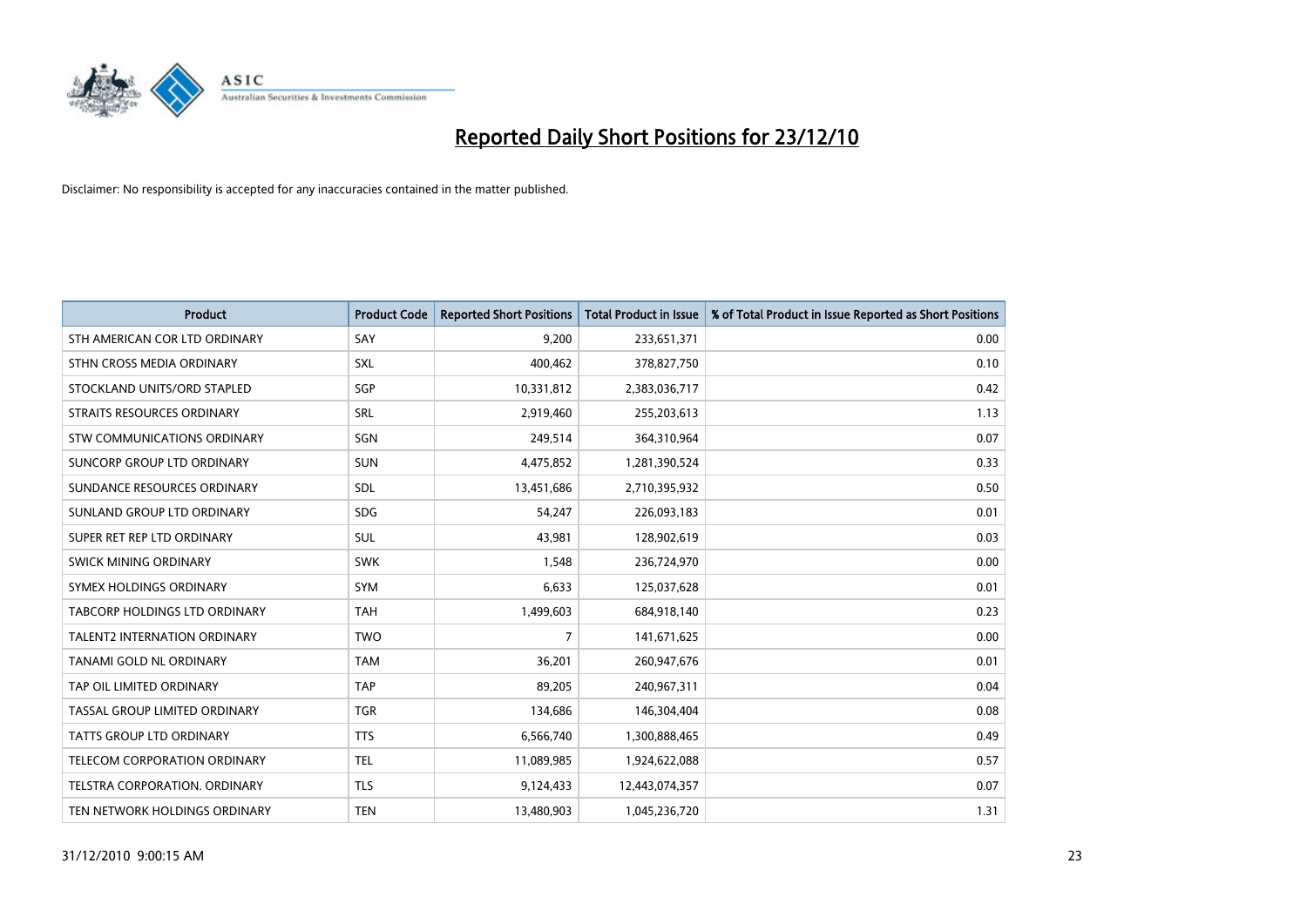# Reported Daily Short Positions for 23/12/10

Disclaimer: No responsibility is accepted for any inaccuracies contained in the matter published.

| Product | Product Code | Reported Short Positions | Total Product in Issue | % of Total Product in Issue Reported as Short Positions |
|---|---|---|---|---|
| STH AMERICAN COR LTD ORDINARY | SAY | 9,200 | 233,651,371 | 0.00 |
| STHN CROSS MEDIA ORDINARY | SXL | 400,462 | 378,827,750 | 0.10 |
| STOCKLAND UNITS/ORD STAPLED | SGP | 10,331,812 | 2,383,036,717 | 0.42 |
| STRAITS RESOURCES ORDINARY | SRL | 2,919,460 | 255,203,613 | 1.13 |
| STW COMMUNICATIONS ORDINARY | SGN | 249,514 | 364,310,964 | 0.07 |
| SUNCORP GROUP LTD ORDINARY | SUN | 4,475,852 | 1,281,390,524 | 0.33 |
| SUNDANCE RESOURCES ORDINARY | SDL | 13,451,686 | 2,710,395,932 | 0.50 |
| SUNLAND GROUP LTD ORDINARY | SDG | 54,247 | 226,093,183 | 0.01 |
| SUPER RET REP LTD ORDINARY | SUL | 43,981 | 128,902,619 | 0.03 |
| SWICK MINING ORDINARY | SWK | 1,548 | 236,724,970 | 0.00 |
| SYMEX HOLDINGS ORDINARY | SYM | 6,633 | 125,037,628 | 0.01 |
| TABCORP HOLDINGS LTD ORDINARY | TAH | 1,499,603 | 684,918,140 | 0.23 |
| TALENT2 INTERNATION ORDINARY | TWO | 7 | 141,671,625 | 0.00 |
| TANAMI GOLD NL ORDINARY | TAM | 36,201 | 260,947,676 | 0.01 |
| TAP OIL LIMITED ORDINARY | TAP | 89,205 | 240,967,311 | 0.04 |
| TASSAL GROUP LIMITED ORDINARY | TGR | 134,686 | 146,304,404 | 0.08 |
| TATTS GROUP LTD ORDINARY | TTS | 6,566,740 | 1,300,888,465 | 0.49 |
| TELECOM CORPORATION ORDINARY | TEL | 11,089,985 | 1,924,622,088 | 0.57 |
| TELSTRA CORPORATION. ORDINARY | TLS | 9,124,433 | 12,443,074,357 | 0.07 |
| TEN NETWORK HOLDINGS ORDINARY | TEN | 13,480,903 | 1,045,236,720 | 1.31 |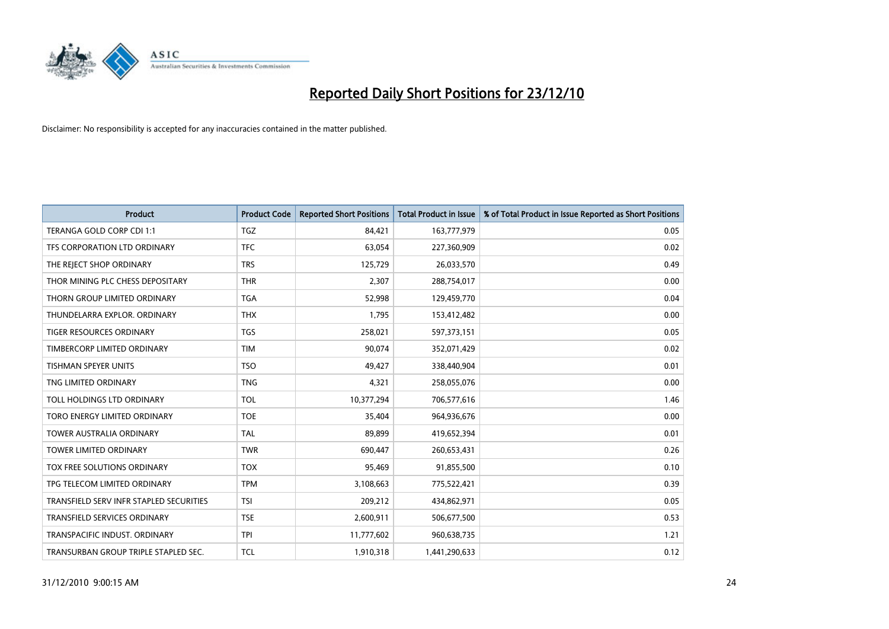# Reported Daily Short Positions for 23/12/10

Disclaimer: No responsibility is accepted for any inaccuracies contained in the matter published.

| Product | Product Code | Reported Short Positions | Total Product in Issue | % of Total Product in Issue Reported as Short Positions |
|---|---|---|---|---|
| TERANGA GOLD CORP CDI 1:1 | TGZ | 84,421 | 163,777,979 | 0.05 |
| TFS CORPORATION LTD ORDINARY | TFC | 63,054 | 227,360,909 | 0.02 |
| THE REJECT SHOP ORDINARY | TRS | 125,729 | 26,033,570 | 0.49 |
| THOR MINING PLC CHESS DEPOSITARY | THR | 2,307 | 288,754,017 | 0.00 |
| THORN GROUP LIMITED ORDINARY | TGA | 52,998 | 129,459,770 | 0.04 |
| THUNDELARRA EXPLOR. ORDINARY | THX | 1,795 | 153,412,482 | 0.00 |
| TIGER RESOURCES ORDINARY | TGS | 258,021 | 597,373,151 | 0.05 |
| TIMBERCORP LIMITED ORDINARY | TIM | 90,074 | 352,071,429 | 0.02 |
| TISHMAN SPEYER UNITS | TSO | 49,427 | 338,440,904 | 0.01 |
| TNG LIMITED ORDINARY | TNG | 4,321 | 258,055,076 | 0.00 |
| TOLL HOLDINGS LTD ORDINARY | TOL | 10,377,294 | 706,577,616 | 1.46 |
| TORO ENERGY LIMITED ORDINARY | TOE | 35,404 | 964,936,676 | 0.00 |
| TOWER AUSTRALIA ORDINARY | TAL | 89,899 | 419,652,394 | 0.01 |
| TOWER LIMITED ORDINARY | TWR | 690,447 | 260,653,431 | 0.26 |
| TOX FREE SOLUTIONS ORDINARY | TOX | 95,469 | 91,855,500 | 0.10 |
| TPG TELECOM LIMITED ORDINARY | TPM | 3,108,663 | 775,522,421 | 0.39 |
| TRANSFIELD SERV INFR STAPLED SECURITIES | TSI | 209,212 | 434,862,971 | 0.05 |
| TRANSFIELD SERVICES ORDINARY | TSE | 2,600,911 | 506,677,500 | 0.53 |
| TRANSPACIFIC INDUST. ORDINARY | TPI | 11,777,602 | 960,638,735 | 1.21 |
| TRANSURBAN GROUP TRIPLE STAPLED SEC. | TCL | 1,910,318 | 1,441,290,633 | 0.12 |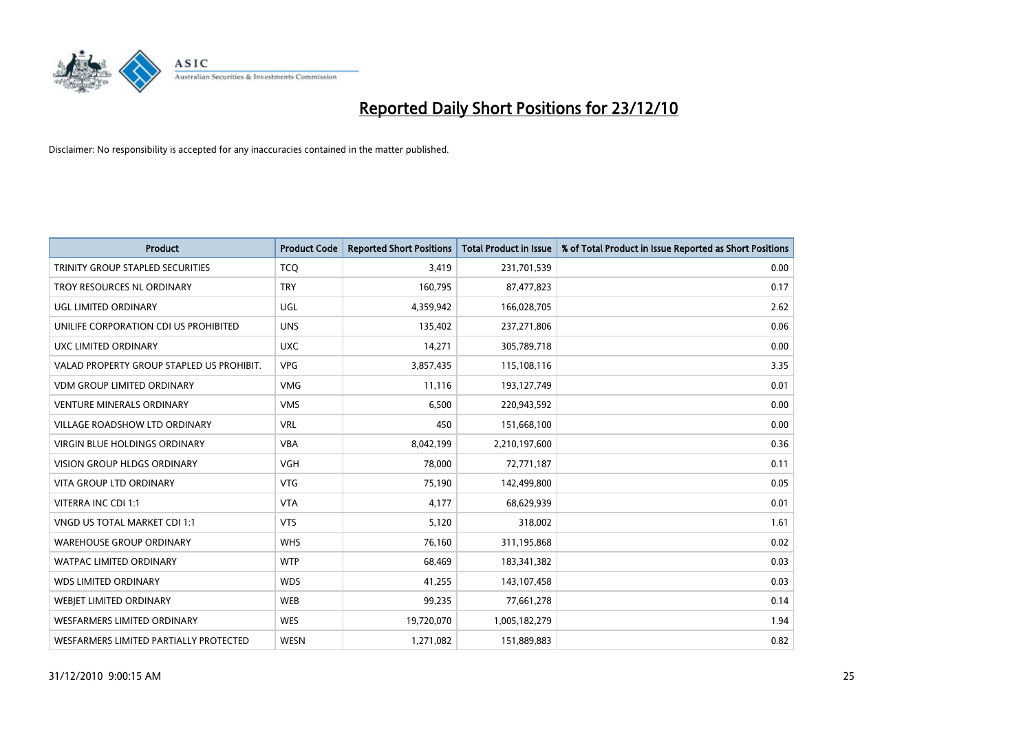# Reported Daily Short Positions for 23/12/10

Disclaimer: No responsibility is accepted for any inaccuracies contained in the matter published.

| Product | Product Code | Reported Short Positions | Total Product in Issue | % of Total Product in Issue Reported as Short Positions |
|---|---|---|---|---|
| TRINITY GROUP STAPLED SECURITIES | TCQ | 3,419 | 231,701,539 | 0.00 |
| TROY RESOURCES NL ORDINARY | TRY | 160,795 | 87,477,823 | 0.17 |
| UGL LIMITED ORDINARY | UGL | 4,359,942 | 166,028,705 | 2.62 |
| UNILIFE CORPORATION CDI US PROHIBITED | UNS | 135,402 | 237,271,806 | 0.06 |
| UXC LIMITED ORDINARY | UXC | 14,271 | 305,789,718 | 0.00 |
| VALAD PROPERTY GROUP STAPLED US PROHIBIT. | VPG | 3,857,435 | 115,108,116 | 3.35 |
| VDM GROUP LIMITED ORDINARY | VMG | 11,116 | 193,127,749 | 0.01 |
| VENTURE MINERALS ORDINARY | VMS | 6,500 | 220,943,592 | 0.00 |
| VILLAGE ROADSHOW LTD ORDINARY | VRL | 450 | 151,668,100 | 0.00 |
| VIRGIN BLUE HOLDINGS ORDINARY | VBA | 8,042,199 | 2,210,197,600 | 0.36 |
| VISION GROUP HLDGS ORDINARY | VGH | 78,000 | 72,771,187 | 0.11 |
| VITA GROUP LTD ORDINARY | VTG | 75,190 | 142,499,800 | 0.05 |
| VITERRA INC CDI 1:1 | VTA | 4,177 | 68,629,939 | 0.01 |
| VNGD US TOTAL MARKET CDI 1:1 | VTS | 5,120 | 318,002 | 1.61 |
| WAREHOUSE GROUP ORDINARY | WHS | 76,160 | 311,195,868 | 0.02 |
| WATPAC LIMITED ORDINARY | WTP | 68,469 | 183,341,382 | 0.03 |
| WDS LIMITED ORDINARY | WDS | 41,255 | 143,107,458 | 0.03 |
| WEBJET LIMITED ORDINARY | WEB | 99,235 | 77,661,278 | 0.14 |
| WESFARMERS LIMITED ORDINARY | WES | 19,720,070 | 1,005,182,279 | 1.94 |
| WESFARMERS LIMITED PARTIALLY PROTECTED | WESN | 1,271,082 | 151,889,883 | 0.82 |

31/12/2010 9:00:15 AM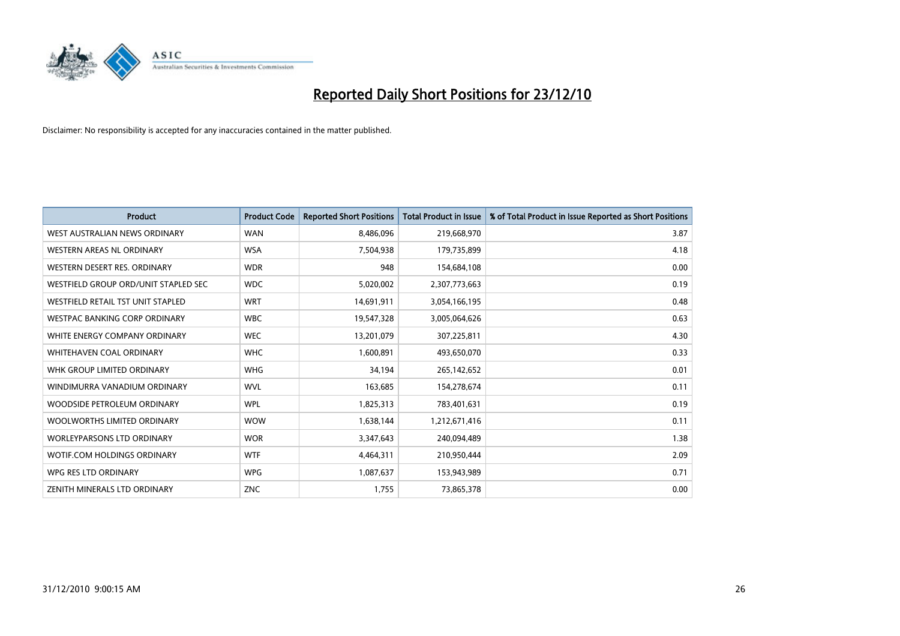# Reported Daily Short Positions for 23/12/10

Disclaimer: No responsibility is accepted for any inaccuracies contained in the matter published.

| Product | Product Code | Reported Short Positions | Total Product in Issue | % of Total Product in Issue Reported as Short Positions |
|---|---|---|---|---|
| WEST AUSTRALIAN NEWS ORDINARY | WAN | 8,486,096 | 219,668,970 | 3.87 |
| WESTERN AREAS NL ORDINARY | WSA | 7,504,938 | 179,735,899 | 4.18 |
| WESTERN DESERT RES. ORDINARY | WDR | 948 | 154,684,108 | 0.00 |
| WESTFIELD GROUP ORD/UNIT STAPLED SEC | WDC | 5,020,002 | 2,307,773,663 | 0.19 |
| WESTFIELD RETAIL TST UNIT STAPLED | WRT | 14,691,911 | 3,054,166,195 | 0.48 |
| WESTPAC BANKING CORP ORDINARY | WBC | 19,547,328 | 3,005,064,626 | 0.63 |
| WHITE ENERGY COMPANY ORDINARY | WEC | 13,201,079 | 307,225,811 | 4.30 |
| WHITEHAVEN COAL ORDINARY | WHC | 1,600,891 | 493,650,070 | 0.33 |
| WHK GROUP LIMITED ORDINARY | WHG | 34,194 | 265,142,652 | 0.01 |
| WINDIMURRA VANADIUM ORDINARY | WVL | 163,685 | 154,278,674 | 0.11 |
| WOODSIDE PETROLEUM ORDINARY | WPL | 1,825,313 | 783,401,631 | 0.19 |
| WOOLWORTHS LIMITED ORDINARY | WOW | 1,638,144 | 1,212,671,416 | 0.11 |
| WORLEYPARSONS LTD ORDINARY | WOR | 3,347,643 | 240,094,489 | 1.38 |
| WOTIF.COM HOLDINGS ORDINARY | WTF | 4,464,311 | 210,950,444 | 2.09 |
| WPG RES LTD ORDINARY | WPG | 1,087,637 | 153,943,989 | 0.71 |
| ZENITH MINERALS LTD ORDINARY | ZNC | 1,755 | 73,865,378 | 0.00 |